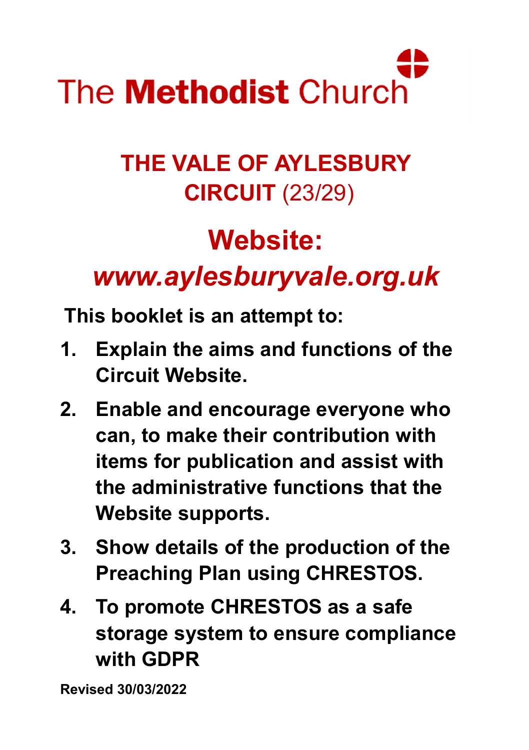# The **Methodist** Church

## THE VALE OF AYLESBURY CIRCUIT (23/29)

## Website:

## *www.aylesburyvale.org.uk*

**This booklet is an attempt to:**

1. **Explain the aims and functions of the Circuit Website.**
2. **Enable and encourage everyone who can, to make their contribution with items for publication and assist with the administrative functions that the Website supports.**
3. **Show details of the production of the Preaching Plan using CHRESTOS.**
4. **To promote CHRESTOS as a safe storage system to ensure compliance with GDPR**

**Revised 30/03/2022**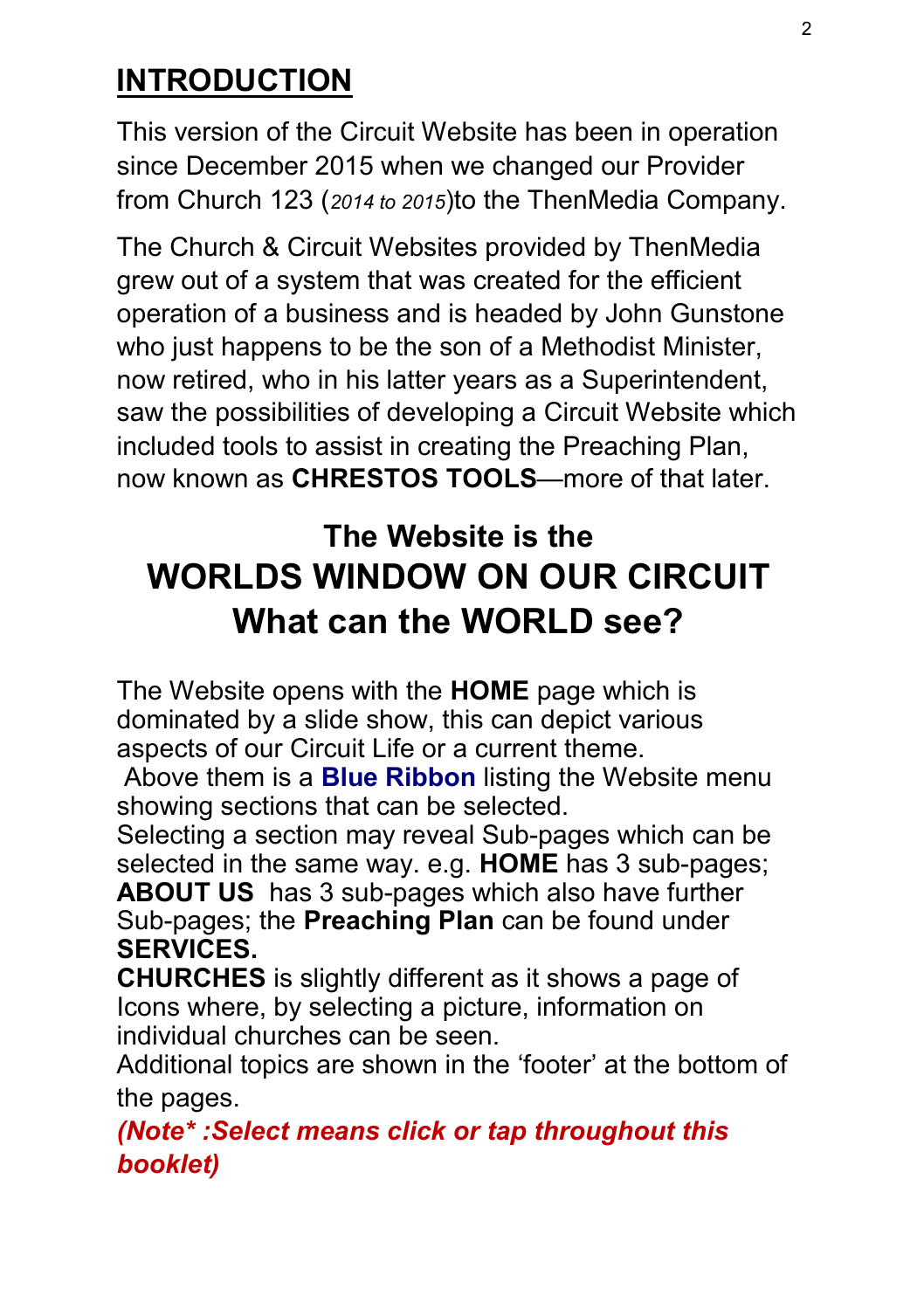# INTRODUCTION

This version of the Circuit Website has been in operation since December 2015 when we changed our Provider from Church 123 (*2014 to 2015*)to the ThenMedia Company.

The Church & Circuit Websites provided by ThenMedia grew out of a system that was created for the efficient operation of a business and is headed by John Gunstone who just happens to be the son of a Methodist Minister, now retired, who in his latter years as a Superintendent, saw the possibilities of developing a Circuit Website which included tools to assist in creating the Preaching Plan, now known as **CHRESTOS TOOLS**—more of that later.

## The Website is the WORLDS WINDOW ON OUR CIRCUIT What can the WORLD see?

The Website opens with the **HOME** page which is dominated by a slide show, this can depict various aspects of our Circuit Life or a current theme.

Above them is a **Blue Ribbon** listing the Website menu showing sections that can be selected.

Selecting a section may reveal Sub-pages which can be selected in the same way. e.g. **HOME** has 3 sub-pages; **ABOUT US** has 3 sub-pages which also have further Sub-pages; the **Preaching Plan** can be found under **SERVICES.**

**CHURCHES** is slightly different as it shows a page of Icons where, by selecting a picture, information on individual churches can be seen.

Additional topics are shown in the 'footer' at the bottom of the pages.

***(Note\* :Select means click or tap throughout this booklet)***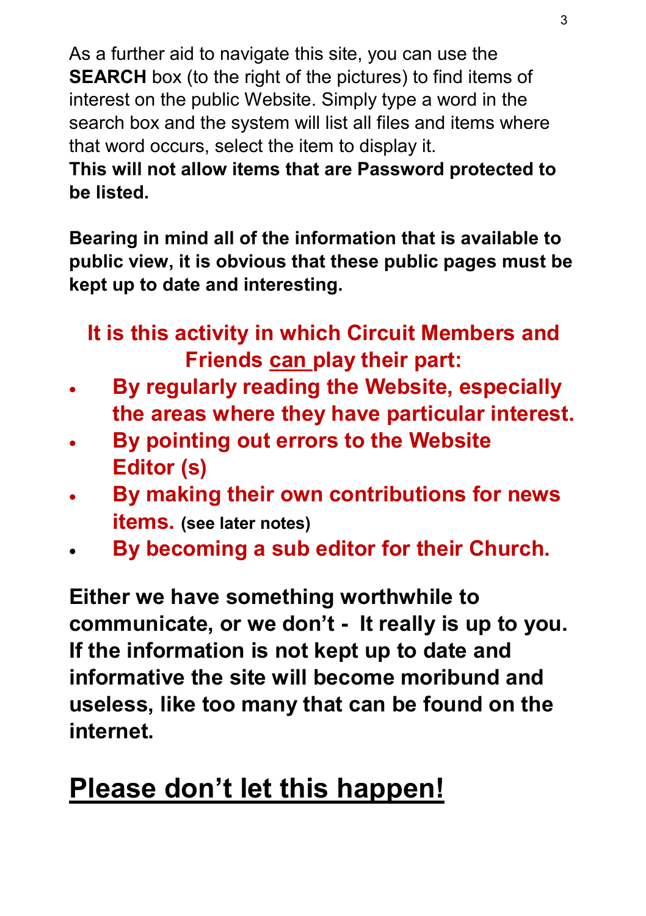As a further aid to navigate this site, you can use the **SEARCH** box (to the right of the pictures) to find items of interest on the public Website. Simply type a word in the search box and the system will list all files and items where that word occurs, select the item to display it.
**This will not allow items that are Password protected to be listed.**

**Bearing in mind all of the information that is available to public view, it is obvious that these public pages must be kept up to date and interesting.**

**It is this activity in which Circuit Members and Friends <u>can</u> play their part:**

- **By regularly reading the Website, especially the areas where they have particular interest.**
- **By pointing out errors to the Website Editor (s)**
- **By making their own contributions for news items.** **(see later notes)**
- **By becoming a sub editor for their Church.**

**Either we have something worthwhile to communicate, or we don't - It really is up to you. If the information is not kept up to date and informative the site will become moribund and useless, like too many that can be found on the internet.**

# <u>Please don't let this happen!</u>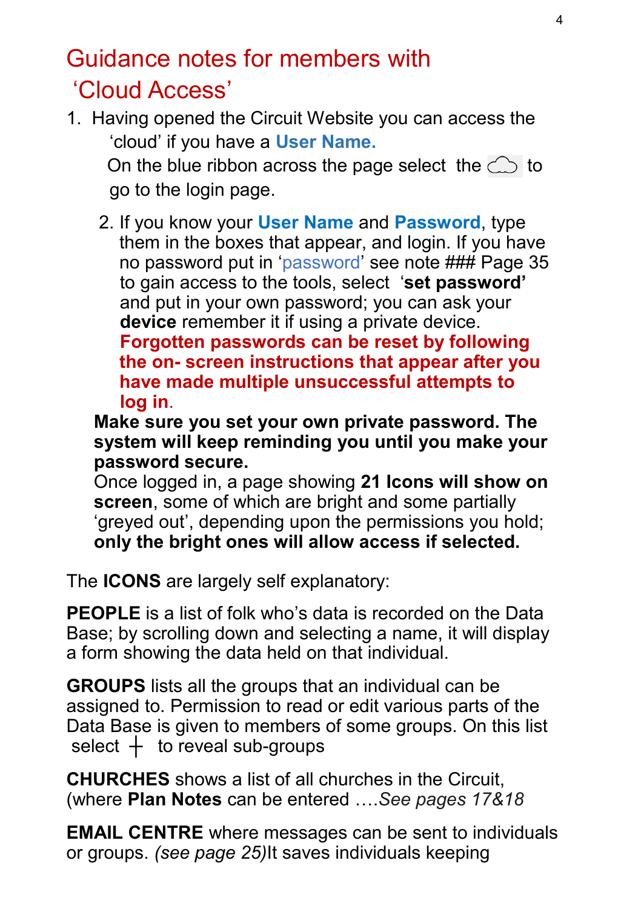# Guidance notes for members with 'Cloud Access'

1. Having opened the Circuit Website you can access the 'cloud' if you have a **User Name.**
   On the blue ribbon across the page select the ☁ to go to the login page.

2. If you know your **User Name** and **Password**, type them in the boxes that appear, and login. If you have no password put in 'password' see note ### Page 35 to gain access to the tools, select '**set password'** and put in your own password; you can ask your **device** remember it if using a private device.
   **Forgotten passwords can be reset by following the on- screen instructions that appear after you have made multiple unsuccessful attempts to log in**.

**Make sure you set your own private password. The system will keep reminding you until you make your password secure.**
Once logged in, a page showing **21 Icons will show on screen**, some of which are bright and some partially 'greyed out', depending upon the permissions you hold; **only the bright ones will allow access if selected.**

The **ICONS** are largely self explanatory:

**PEOPLE** is a list of folk who's data is recorded on the Data Base; by scrolling down and selecting a name, it will display a form showing the data held on that individual.

**GROUPS** lists all the groups that an individual can be assigned to. Permission to read or edit various parts of the Data Base is given to members of some groups. On this list select + to reveal sub-groups

**CHURCHES** shows a list of all churches in the Circuit, (where **Plan Notes** can be entered ….*See pages 17&18*

**EMAIL CENTRE** where messages can be sent to individuals or groups. *(see page 25)*It saves individuals keeping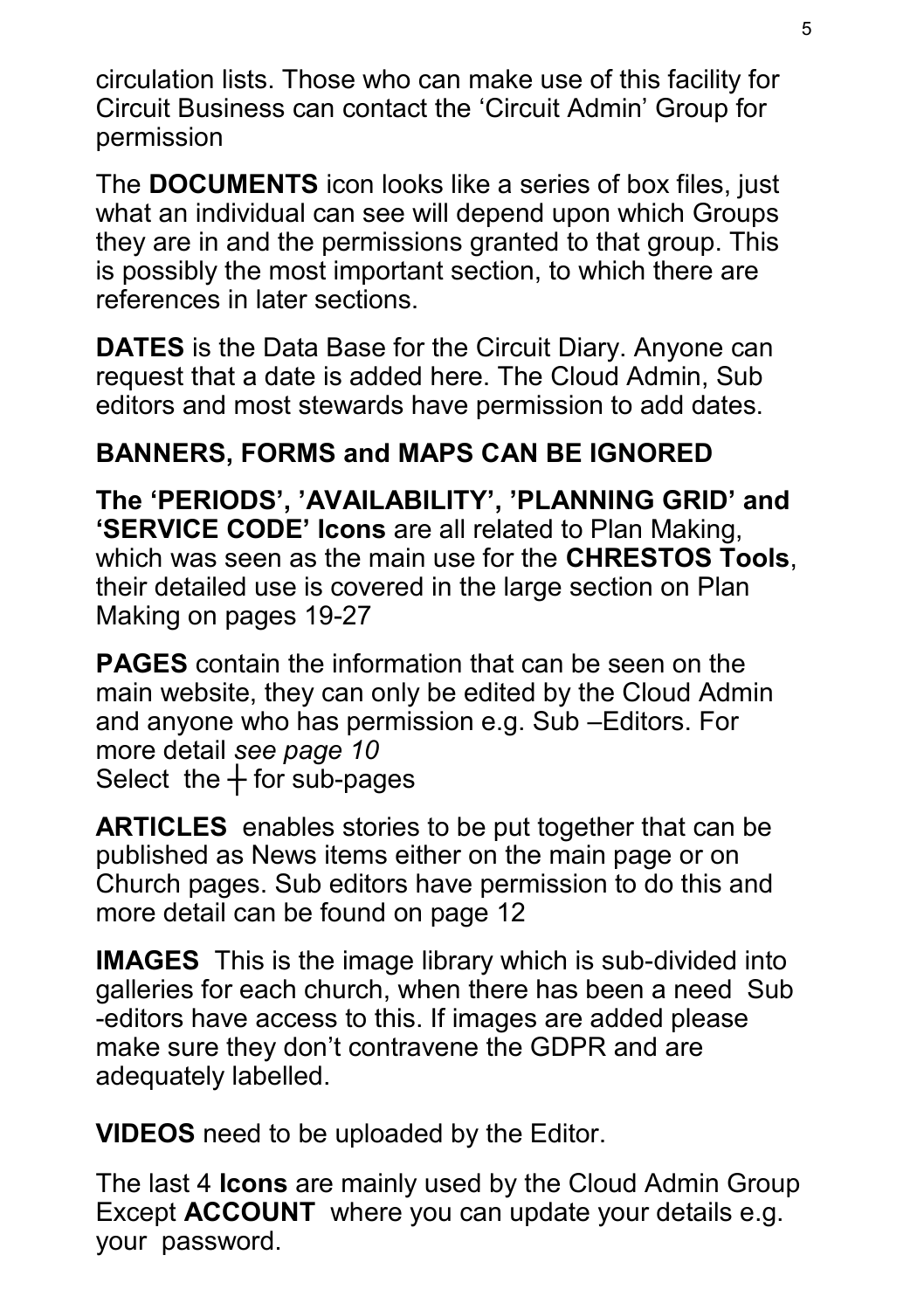circulation lists. Those who can make use of this facility for Circuit Business can contact the 'Circuit Admin' Group for permission

The **DOCUMENTS** icon looks like a series of box files, just what an individual can see will depend upon which Groups they are in and the permissions granted to that group. This is possibly the most important section, to which there are references in later sections.

**DATES** is the Data Base for the Circuit Diary. Anyone can request that a date is added here. The Cloud Admin, Sub editors and most stewards have permission to add dates.

**BANNERS, FORMS and MAPS CAN BE IGNORED**

**The 'PERIODS', 'AVAILABILITY', 'PLANNING GRID' and 'SERVICE CODE' Icons** are all related to Plan Making, which was seen as the main use for the **CHRESTOS Tools**, their detailed use is covered in the large section on Plan Making on pages 19-27

**PAGES** contain the information that can be seen on the main website, they can only be edited by the Cloud Admin and anyone who has permission e.g. Sub –Editors. For more detail *see page 10*
Select the ┼ for sub-pages

**ARTICLES** enables stories to be put together that can be published as News items either on the main page or on Church pages. Sub editors have permission to do this and more detail can be found on page 12

**IMAGES** This is the image library which is sub-divided into galleries for each church, when there has been a need Sub -editors have access to this. If images are added please make sure they don't contravene the GDPR and are adequately labelled.

**VIDEOS** need to be uploaded by the Editor.

The last 4 **Icons** are mainly used by the Cloud Admin Group Except **ACCOUNT** where you can update your details e.g. your password.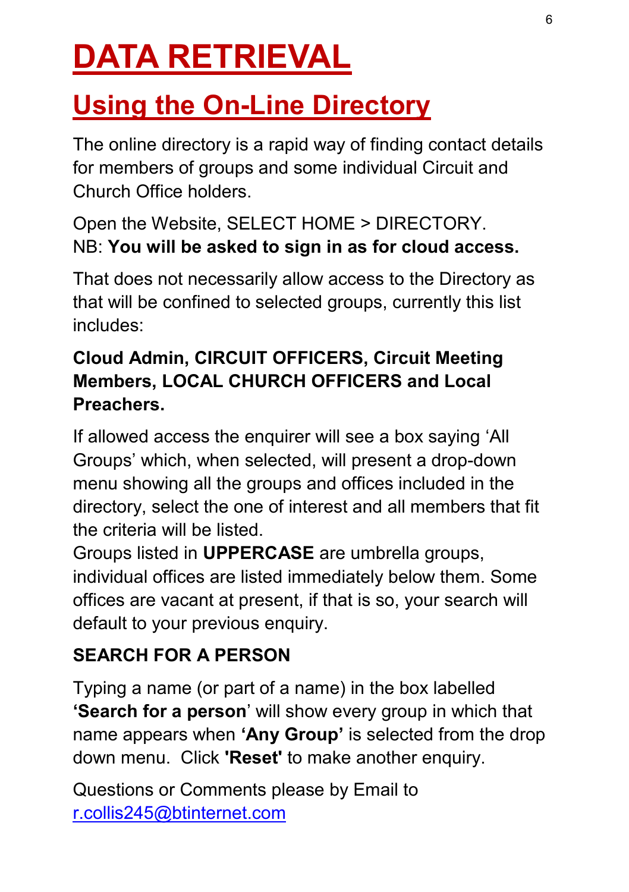# DATA RETRIEVAL

## Using the On-Line Directory

The online directory is a rapid way of finding contact details for members of groups and some individual Circuit and Church Office holders.

Open the Website, SELECT HOME > DIRECTORY.
NB: **You will be asked to sign in as for cloud access.**

That does not necessarily allow access to the Directory as that will be confined to selected groups, currently this list includes:

**Cloud Admin, CIRCUIT OFFICERS, Circuit Meeting Members, LOCAL CHURCH OFFICERS and Local Preachers.**

If allowed access the enquirer will see a box saying 'All Groups' which, when selected, will present a drop-down menu showing all the groups and offices included in the directory, select the one of interest and all members that fit the criteria will be listed.
Groups listed in **UPPERCASE** are umbrella groups, individual offices are listed immediately below them. Some offices are vacant at present, if that is so, your search will default to your previous enquiry.

**SEARCH FOR A PERSON**

Typing a name (or part of a name) in the box labelled **'Search for a person'** will show every group in which that name appears when **'Any Group'** is selected from the drop down menu. Click **'Reset'** to make another enquiry.

Questions or Comments please by Email to r.collis245@btinternet.com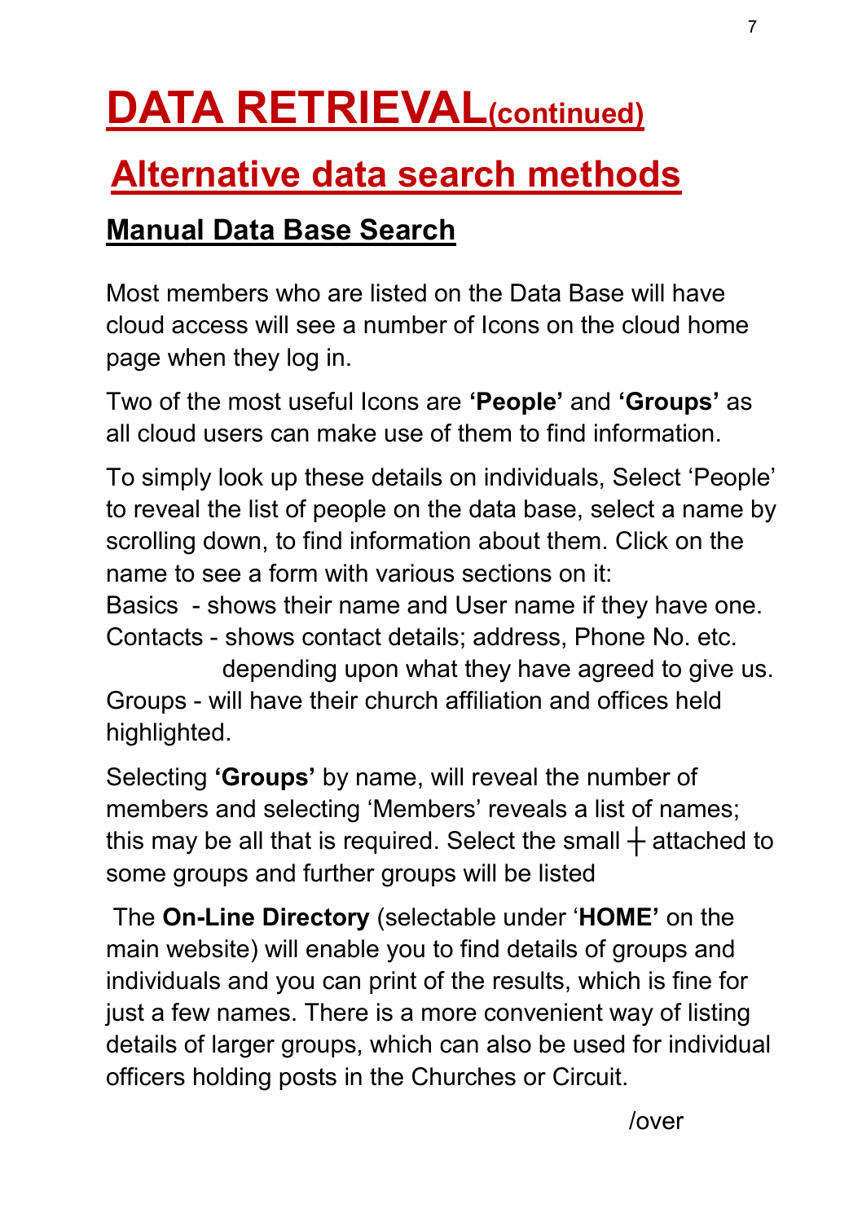# DATA RETRIEVAL(continued)

## Alternative data search methods

### Manual Data Base Search

Most members who are listed on the Data Base will have cloud access will see a number of Icons on the cloud home page when they log in.

Two of the most useful Icons are **'People'** and **'Groups'** as all cloud users can make use of them to find information.

To simply look up these details on individuals, Select 'People' to reveal the list of people on the data base, select a name by scrolling down, to find information about them. Click on the name to see a form with various sections on it:
Basics - shows their name and User name if they have one.
Contacts - shows contact details; address, Phone No. etc. depending upon what they have agreed to give us.
Groups - will have their church affiliation and offices held highlighted.

Selecting **'Groups'** by name, will reveal the number of members and selecting 'Members' reveals a list of names; this may be all that is required. Select the small ┼ attached to some groups and further groups will be listed

The **On-Line Directory** (selectable under '**HOME'** on the main website) will enable you to find details of groups and individuals and you can print of the results, which is fine for just a few names. There is a more convenient way of listing details of larger groups, which can also be used for individual officers holding posts in the Churches or Circuit.

/over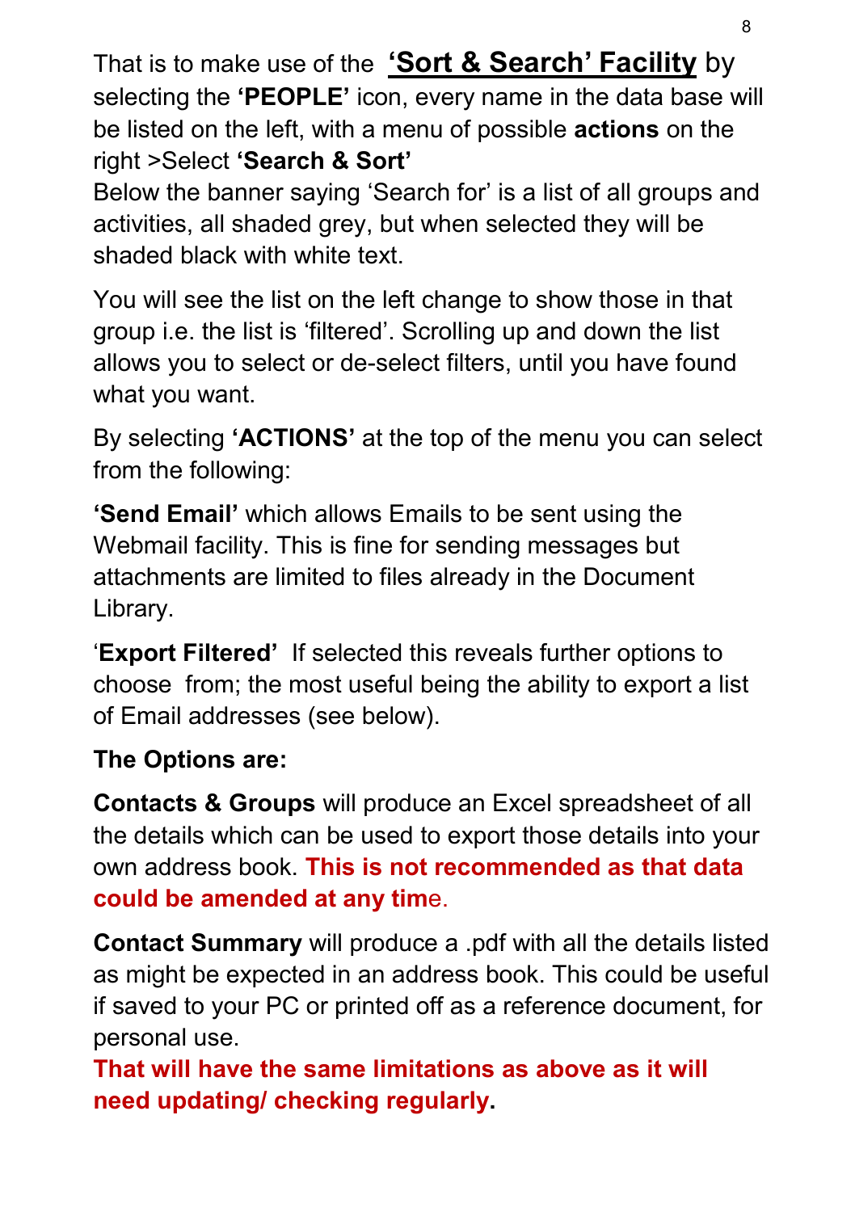That is to make use of the **<u>'Sort & Search' Facility</u>** by selecting the **'PEOPLE'** icon, every name in the data base will be listed on the left, with a menu of possible **actions** on the right >Select **'Search & Sort'**
Below the banner saying 'Search for' is a list of all groups and activities, all shaded grey, but when selected they will be shaded black with white text.

You will see the list on the left change to show those in that group i.e. the list is 'filtered'. Scrolling up and down the list allows you to select or de-select filters, until you have found what you want.

By selecting **'ACTIONS'** at the top of the menu you can select from the following:

**'Send Email'** which allows Emails to be sent using the Webmail facility. This is fine for sending messages but attachments are limited to files already in the Document Library.

'**Export Filtered'** If selected this reveals further options to choose from; the most useful being the ability to export a list of Email addresses (see below).

**The Options are:**

**Contacts & Groups** will produce an Excel spreadsheet of all the details which can be used to export those details into your own address book. **This is not recommended as that data could be amended at any tim**e.

**Contact Summary** will produce a .pdf with all the details listed as might be expected in an address book. This could be useful if saved to your PC or printed off as a reference document, for personal use.
**That will have the same limitations as above as it will need updating/ checking regularly.**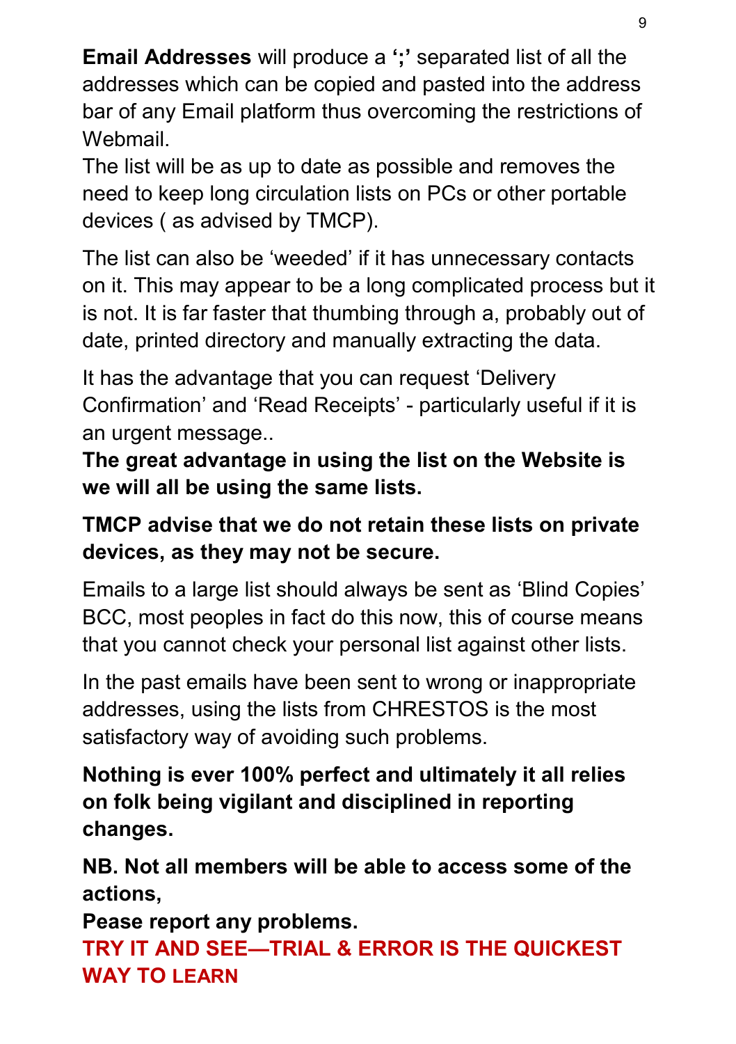**Email Addresses** will produce a **';'** separated list of all the addresses which can be copied and pasted into the address bar of any Email platform thus overcoming the restrictions of Webmail.
The list will be as up to date as possible and removes the need to keep long circulation lists on PCs or other portable devices ( as advised by TMCP).

The list can also be 'weeded' if it has unnecessary contacts on it. This may appear to be a long complicated process but it is not. It is far faster that thumbing through a, probably out of date, printed directory and manually extracting the data.

It has the advantage that you can request 'Delivery Confirmation' and 'Read Receipts' - particularly useful if it is an urgent message..
**The great advantage in using the list on the Website is we will all be using the same lists.**

**TMCP advise that we do not retain these lists on private devices, as they may not be secure.**

Emails to a large list should always be sent as 'Blind Copies' BCC, most peoples in fact do this now, this of course means that you cannot check your personal list against other lists.

In the past emails have been sent to wrong or inappropriate addresses, using the lists from CHRESTOS is the most satisfactory way of avoiding such problems.

**Nothing is ever 100% perfect and ultimately it all relies on folk being vigilant and disciplined in reporting changes.**

**NB. Not all members will be able to access some of the actions,**
**Pease report any problems.**
**TRY IT AND SEE—TRIAL & ERROR IS THE QUICKEST WAY TO LEARN**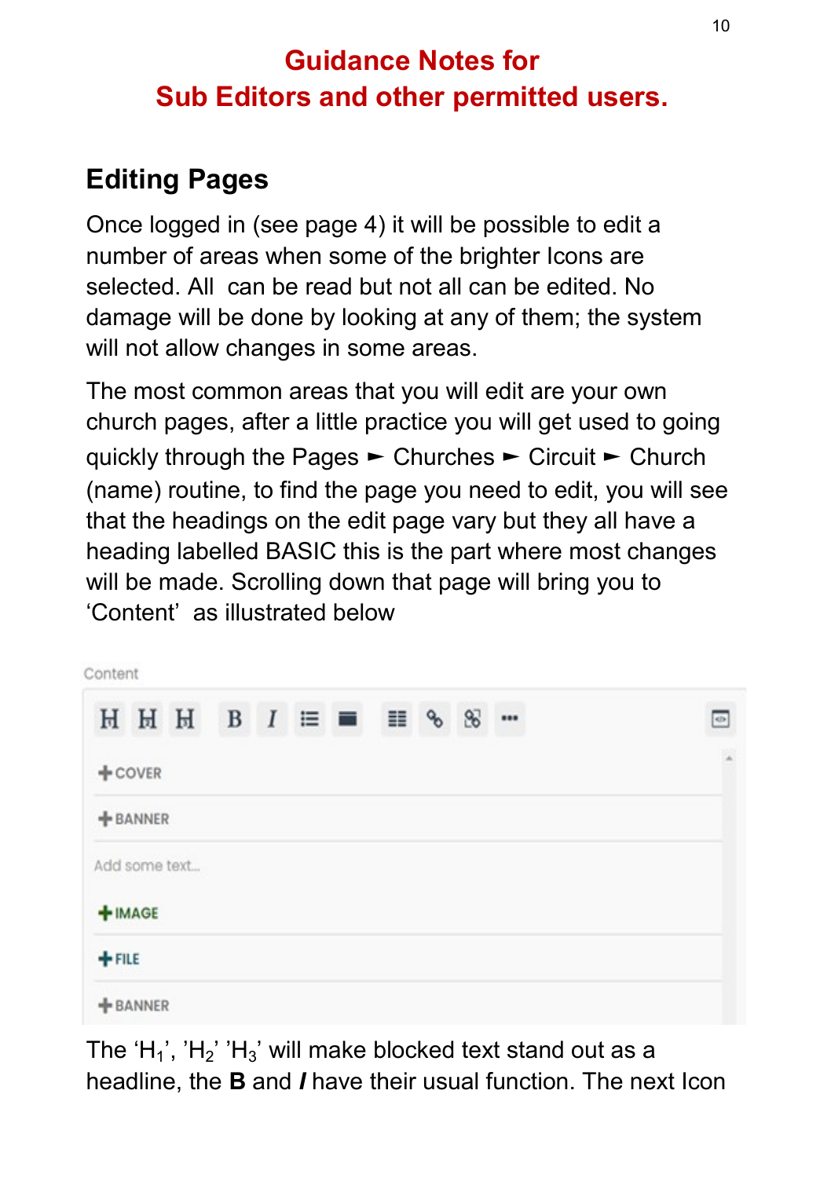# Guidance Notes for Sub Editors and other permitted users.

## Editing Pages

Once logged in (see page 4) it will be possible to edit a number of areas when some of the brighter Icons are selected. All can be read but not all can be edited. No damage will be done by looking at any of them; the system will not allow changes in some areas.

The most common areas that you will edit are your own church pages, after a little practice you will get used to going quickly through the Pages ► Churches ► Circuit ► Church (name) routine, to find the page you need to edit, you will see that the headings on the edit page vary but they all have a heading labelled BASIC this is the part where most changes will be made. Scrolling down that page will bring you to 'Content' as illustrated below

Content

H H H B I

+COVER

+BANNER

Add some text...

+IMAGE

+FILE

+BANNER

The '$H_1$', '$H_2$' '$H_3$' will make blocked text stand out as a headline, the **B** and ***I*** have their usual function. The next Icon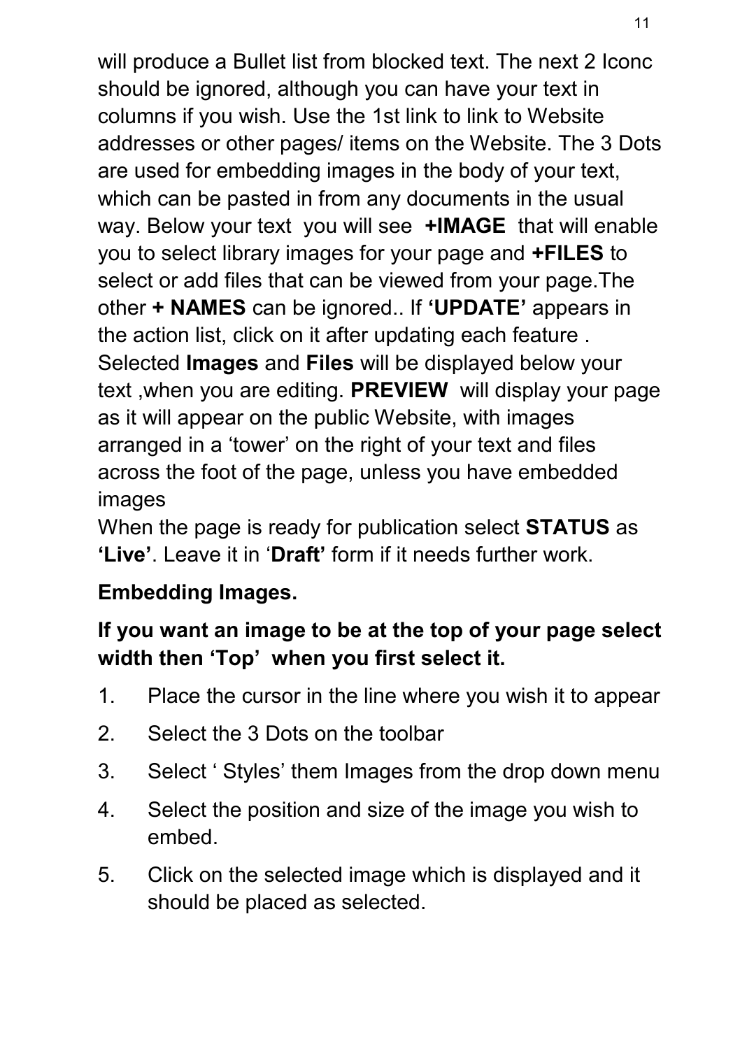will produce a Bullet list from blocked text. The next 2 Iconc should be ignored, although you can have your text in columns if you wish. Use the 1st link to link to Website addresses or other pages/ items on the Website. The 3 Dots are used for embedding images in the body of your text, which can be pasted in from any documents in the usual way. Below your text you will see **+IMAGE** that will enable you to select library images for your page and **+FILES** to select or add files that can be viewed from your page.The other **+ NAMES** can be ignored.. If **'UPDATE'** appears in the action list, click on it after updating each feature . Selected **Images** and **Files** will be displayed below your text ,when you are editing. **PREVIEW** will display your page as it will appear on the public Website, with images arranged in a 'tower' on the right of your text and files across the foot of the page, unless you have embedded images

When the page is ready for publication select **STATUS** as **'Live'**. Leave it in '**Draft'** form if it needs further work.

**Embedding Images.**

**If you want an image to be at the top of your page select width then 'Top' when you first select it.**

1. Place the cursor in the line where you wish it to appear
2. Select the 3 Dots on the toolbar
3. Select ' Styles' them Images from the drop down menu
4. Select the position and size of the image you wish to embed.
5. Click on the selected image which is displayed and it should be placed as selected.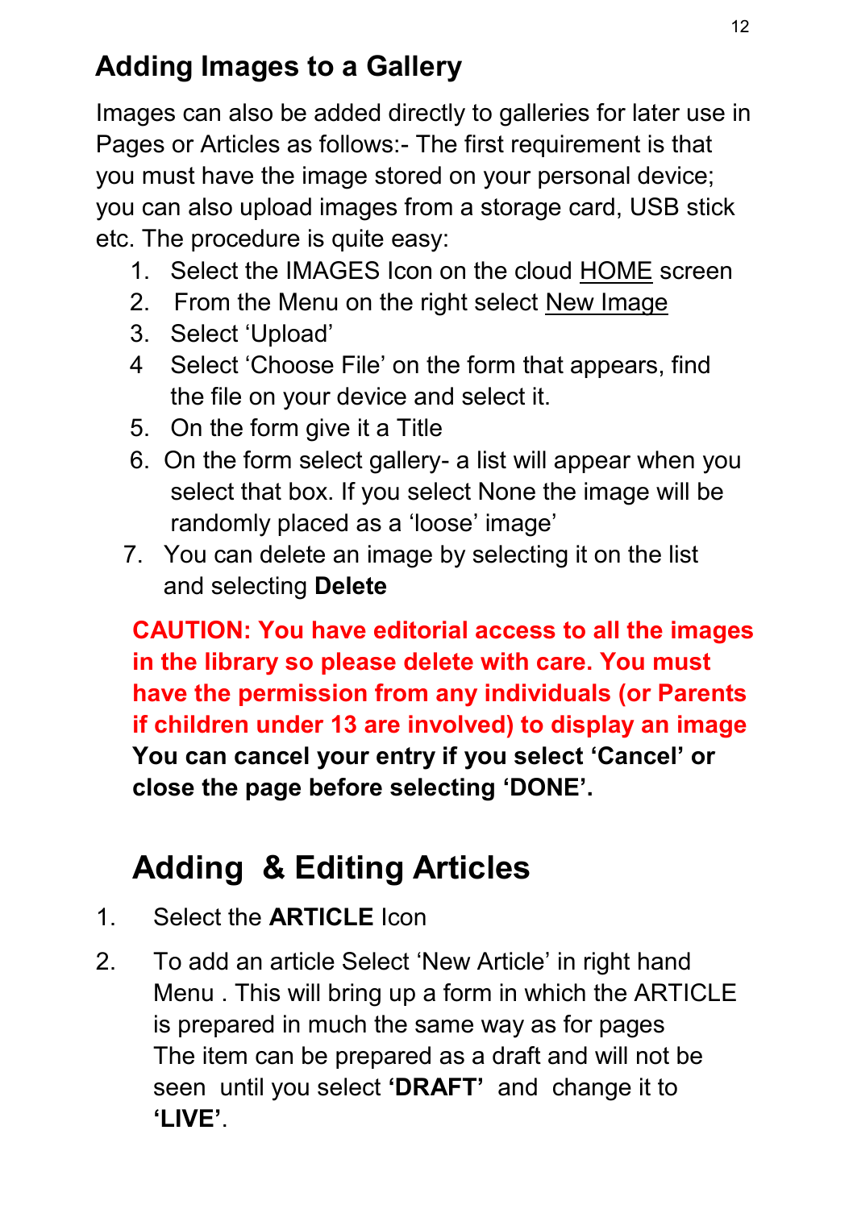## Adding Images to a Gallery

Images can also be added directly to galleries for later use in Pages or Articles as follows:- The first requirement is that you must have the image stored on your personal device; you can also upload images from a storage card, USB stick etc. The procedure is quite easy:

1. Select the IMAGES Icon on the cloud <u>HOME</u> screen
2. From the Menu on the right select <u>New Image</u>
3. Select 'Upload'
4. Select 'Choose File' on the form that appears, find the file on your device and select it.
5. On the form give it a Title
6. On the form select gallery- a list will appear when you select that box. If you select None the image will be randomly placed as a 'loose' image'
7. You can delete an image by selecting it on the list and selecting **Delete**

**CAUTION: You have editorial access to all the images in the library so please delete with care. You must have the permission from any individuals (or Parents if children under 13 are involved) to display an image You can cancel your entry if you select 'Cancel' or close the page before selecting 'DONE'.**

## Adding & Editing Articles

1. Select the **ARTICLE** Icon
2. To add an article Select 'New Article' in right hand Menu . This will bring up a form in which the ARTICLE is prepared in much the same way as for pages The item can be prepared as a draft and will not be seen until you select **'DRAFT'** and change it to **'LIVE'**.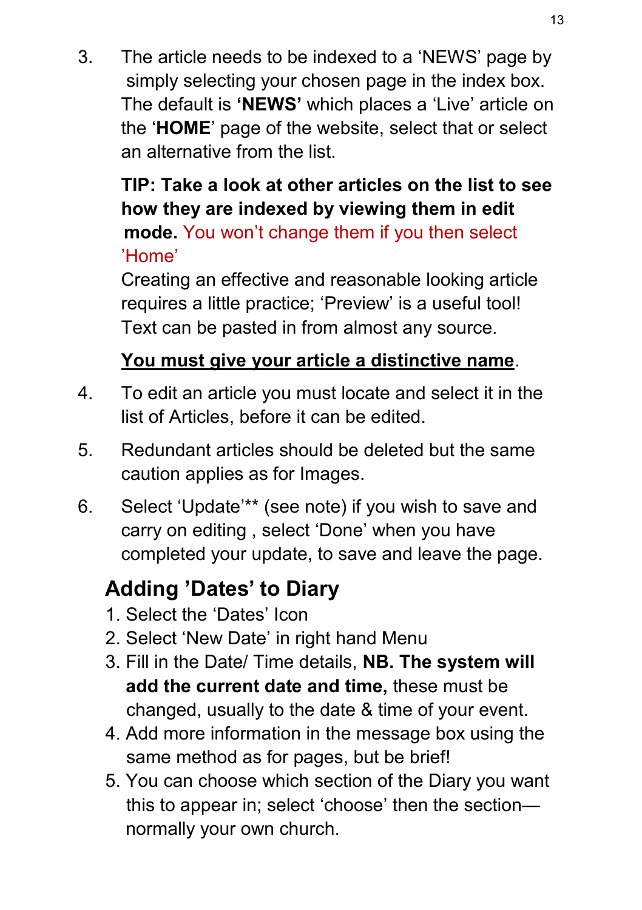3. The article needs to be indexed to a 'NEWS' page by simply selecting your chosen page in the index box. The default is **'NEWS'** which places a 'Live' article on the '**HOME**' page of the website, select that or select an alternative from the list.

   **TIP: Take a look at other articles on the list to see how they are indexed by viewing them in edit mode.** You won't change them if you then select 'Home'

   Creating an effective and reasonable looking article requires a little practice; 'Preview' is a useful tool! Text can be pasted in from almost any source.

   <u>**You must give your article a distinctive name**</u>.

4. To edit an article you must locate and select it in the list of Articles, before it can be edited.

5. Redundant articles should be deleted but the same caution applies as for Images.

6. Select 'Update'** (see note) if you wish to save and carry on editing , select 'Done' when you have completed your update, to save and leave the page.

## Adding 'Dates' to Diary

1. Select the 'Dates' Icon
2. Select 'New Date' in right hand Menu
3. Fill in the Date/ Time details, **NB. The system will add the current date and time,** these must be changed, usually to the date & time of your event.
4. Add more information in the message box using the same method as for pages, but be brief!
5. You can choose which section of the Diary you want this to appear in; select 'choose' then the section—normally your own church.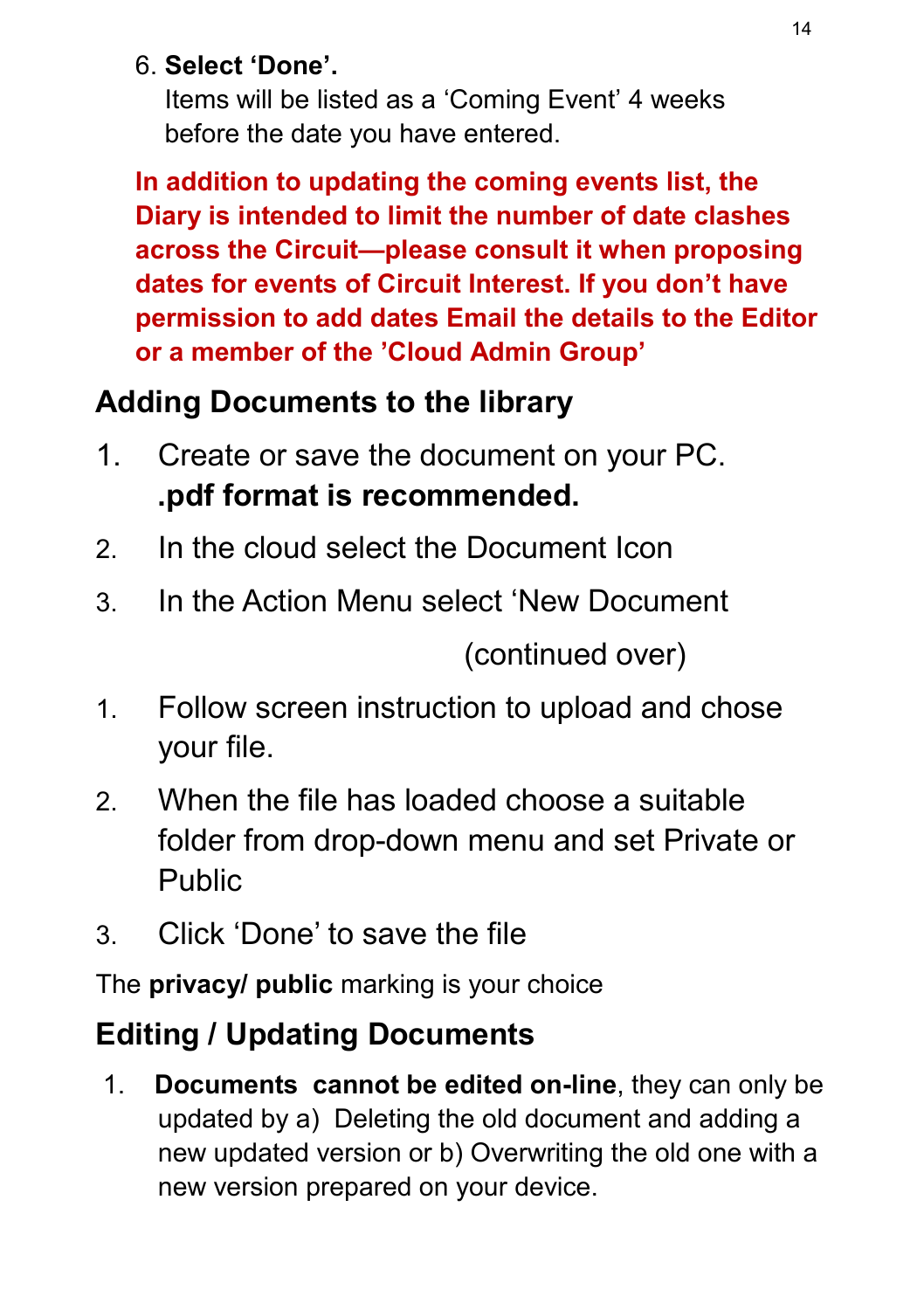6. **Select 'Done'.**
   Items will be listed as a 'Coming Event' 4 weeks before the date you have entered.

**In addition to updating the coming events list, the Diary is intended to limit the number of date clashes across the Circuit—please consult it when proposing dates for events of Circuit Interest. If you don't have permission to add dates Email the details to the Editor or a member of the 'Cloud Admin Group'**

## Adding Documents to the library

1. Create or save the document on your PC. **.pdf format is recommended.**
2. In the cloud select the Document Icon
3. In the Action Menu select 'New Document

(continued over)

1. Follow screen instruction to upload and chose your file.
2. When the file has loaded choose a suitable folder from drop-down menu and set Private or Public
3. Click 'Done' to save the file

The **privacy/ public** marking is your choice

## Editing / Updating Documents

1. **Documents cannot be edited on-line**, they can only be updated by a) Deleting the old document and adding a new updated version or b) Overwriting the old one with a new version prepared on your device.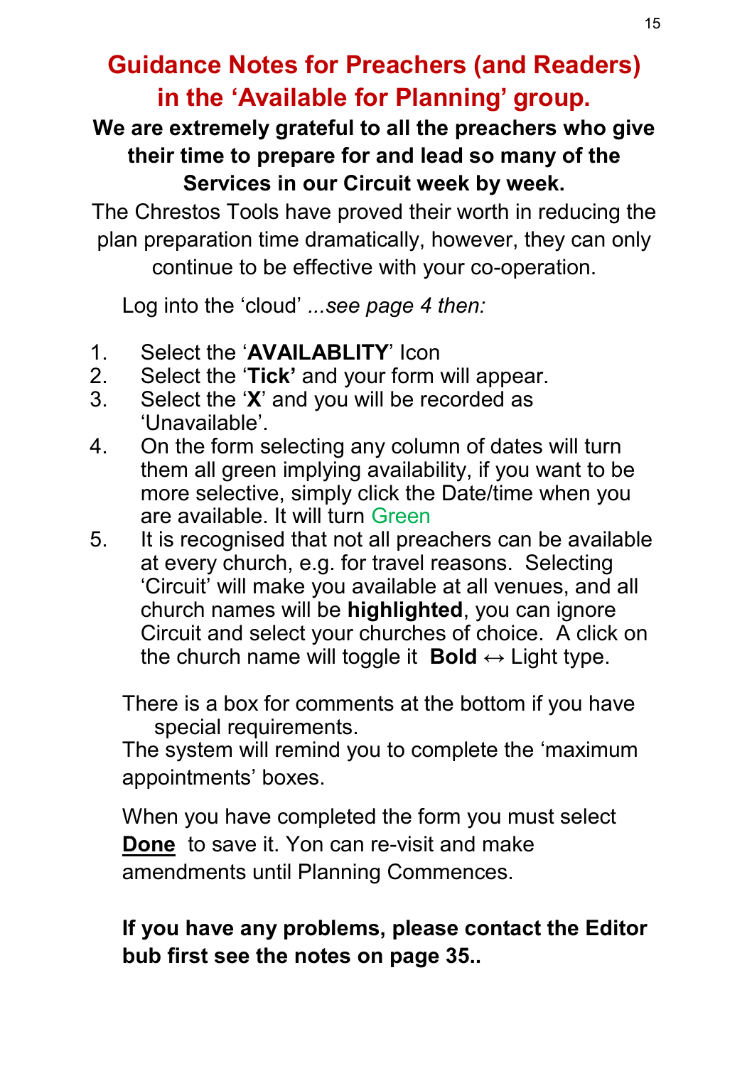# Guidance Notes for Preachers (and Readers) in the 'Available for Planning' group.

**We are extremely grateful to all the preachers who give their time to prepare for and lead so many of the Services in our Circuit week by week.**

The Chrestos Tools have proved their worth in reducing the plan preparation time dramatically, however, they can only continue to be effective with your co-operation.

Log into the 'cloud' *...see page 4 then:*

1. Select the '**AVAILABLITY**' Icon
2. Select the '**Tick'** and your form will appear.
3. Select the '**X**' and you will be recorded as 'Unavailable'.
4. On the form selecting any column of dates will turn them all green implying availability, if you want to be more selective, simply click the Date/time when you are available. It will turn Green
5. It is recognised that not all preachers can be available at every church, e.g. for travel reasons. Selecting 'Circuit' will make you available at all venues, and all church names will be **highlighted**, you can ignore Circuit and select your churches of choice. A click on the church name will toggle it **Bold** ↔ Light type.

There is a box for comments at the bottom if you have special requirements.

The system will remind you to complete the 'maximum appointments' boxes.

When you have completed the form you must select **Done** to save it. Yon can re-visit and make amendments until Planning Commences.

**If you have any problems, please contact the Editor bub first see the notes on page 35..**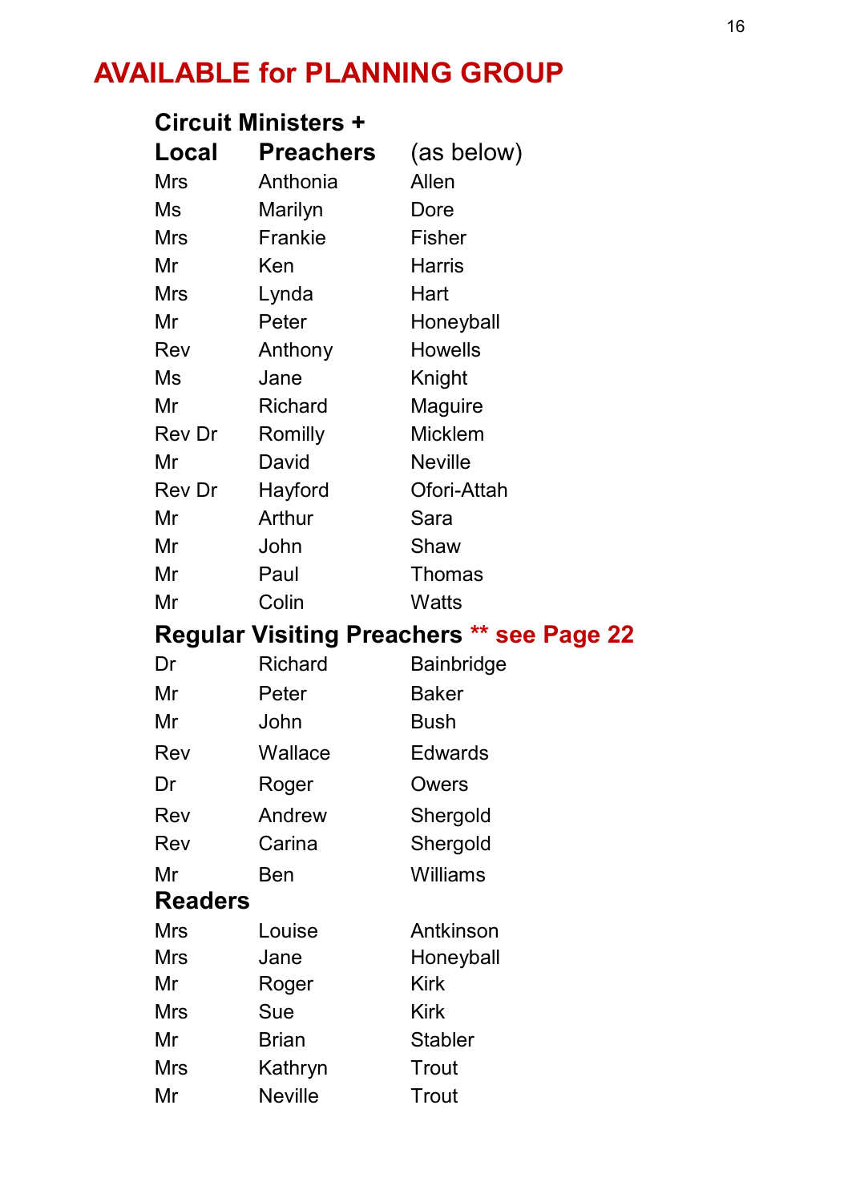# AVAILABLE for PLANNING GROUP

**Circuit Ministers +**

| **Local** | **Preachers** | (as below) |
|---|---|---|
| Mrs | Anthonia | Allen |
| Ms | Marilyn | Dore |
| Mrs | Frankie | Fisher |
| Mr | Ken | Harris |
| Mrs | Lynda | Hart |
| Mr | Peter | Honeyball |
| Rev | Anthony | Howells |
| Ms | Jane | Knight |
| Mr | Richard | Maguire |
| Rev Dr | Romilly | Micklem |
| Mr | David | Neville |
| Rev Dr | Hayford | Ofori-Attah |
| Mr | Arthur | Sara |
| Mr | John | Shaw |
| Mr | Paul | Thomas |
| Mr | Colin | Watts |

**Regular Visiting Preachers** ** see Page 22

| | | |
|---|---|---|
| Dr | Richard | Bainbridge |
| Mr | Peter | Baker |
| Mr | John | Bush |
| Rev | Wallace | Edwards |
| Dr | Roger | Owers |
| Rev | Andrew | Shergold |
| Rev | Carina | Shergold |
| Mr | Ben | Williams |

**Readers**

| | | |
|---|---|---|
| Mrs | Louise | Antkinson |
| Mrs | Jane | Honeyball |
| Mr | Roger | Kirk |
| Mrs | Sue | Kirk |
| Mr | Brian | Stabler |
| Mrs | Kathryn | Trout |
| Mr | Neville | Trout |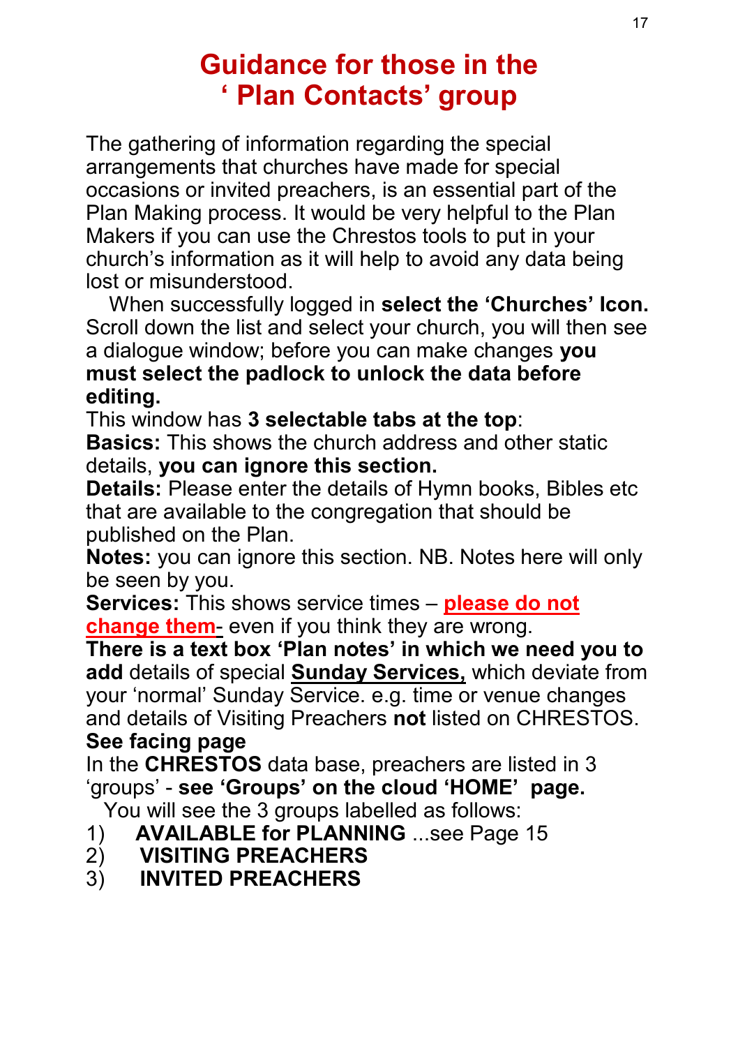# Guidance for those in the ' Plan Contacts' group

The gathering of information regarding the special arrangements that churches have made for special occasions or invited preachers, is an essential part of the Plan Making process. It would be very helpful to the Plan Makers if you can use the Chrestos tools to put in your church's information as it will help to avoid any data being lost or misunderstood.

When successfully logged in **select the 'Churches' Icon.** Scroll down the list and select your church, you will then see a dialogue window; before you can make changes **you must select the padlock to unlock the data before editing.**

This window has **3 selectable tabs at the top**:

**Basics:** This shows the church address and other static details, **you can ignore this section.**

**Details:** Please enter the details of Hymn books, Bibles etc that are available to the congregation that should be published on the Plan.

**Notes:** you can ignore this section. NB. Notes here will only be seen by you.

**Services:** This shows service times – **please do not change them**- even if you think they are wrong.

**There is a text box 'Plan notes' in which we need you to add** details of special **Sunday Services,** which deviate from your 'normal' Sunday Service. e.g. time or venue changes and details of Visiting Preachers **not** listed on CHRESTOS. **See facing page**

In the **CHRESTOS** data base, preachers are listed in 3 'groups' - **see 'Groups' on the cloud 'HOME' page.**

You will see the 3 groups labelled as follows:

1) **AVAILABLE for PLANNING** ...see Page 15
2) **VISITING PREACHERS**
3) **INVITED PREACHERS**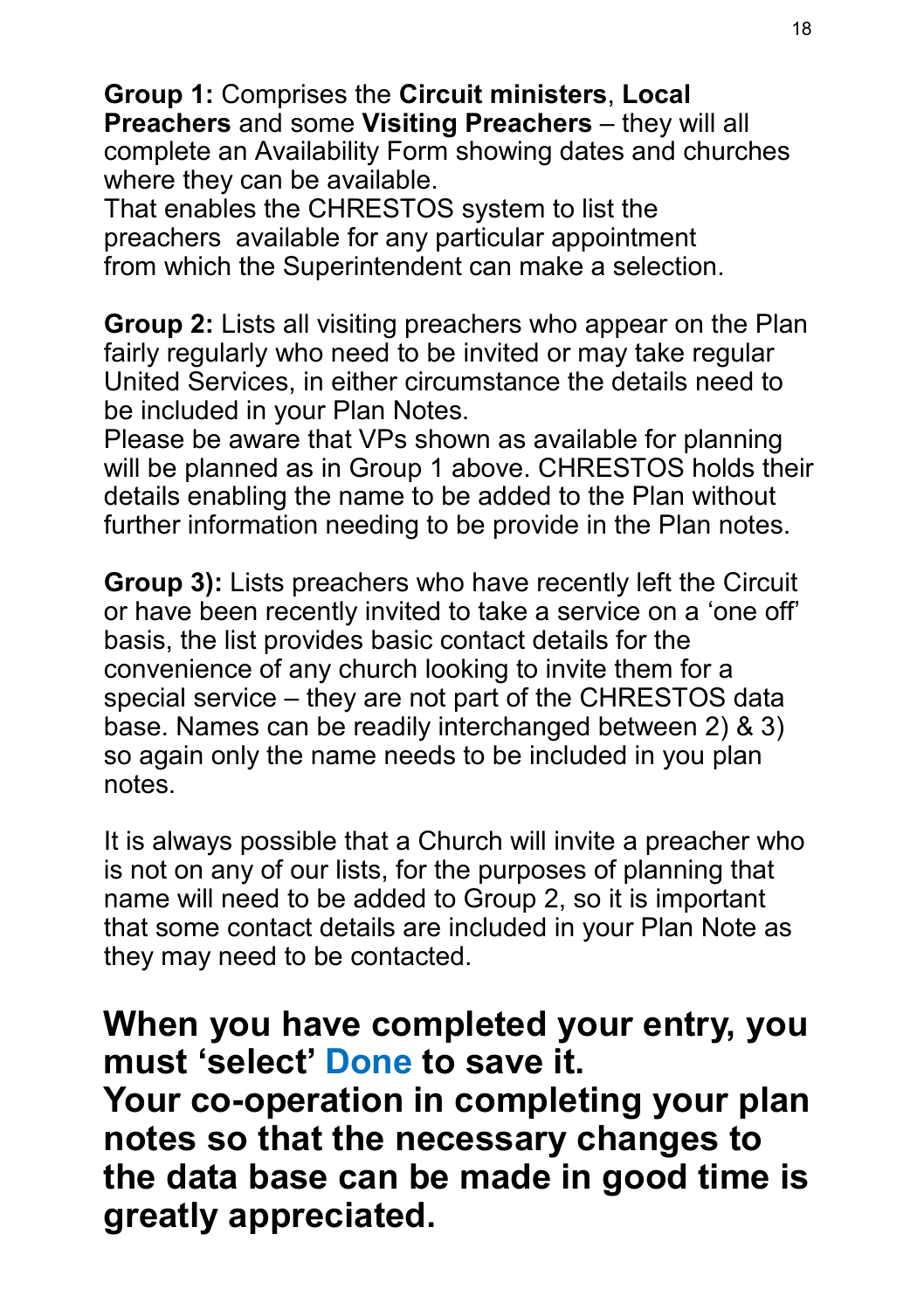**Group 1:** Comprises the **Circuit ministers**, **Local Preachers** and some **Visiting Preachers** – they will all complete an Availability Form showing dates and churches where they can be available.
That enables the CHRESTOS system to list the preachers available for any particular appointment from which the Superintendent can make a selection.

**Group 2:** Lists all visiting preachers who appear on the Plan fairly regularly who need to be invited or may take regular United Services, in either circumstance the details need to be included in your Plan Notes.
Please be aware that VPs shown as available for planning will be planned as in Group 1 above. CHRESTOS holds their details enabling the name to be added to the Plan without further information needing to be provide in the Plan notes.

**Group 3):** Lists preachers who have recently left the Circuit or have been recently invited to take a service on a 'one off' basis, the list provides basic contact details for the convenience of any church looking to invite them for a special service – they are not part of the CHRESTOS data base. Names can be readily interchanged between 2) & 3) so again only the name needs to be included in you plan notes.

It is always possible that a Church will invite a preacher who is not on any of our lists, for the purposes of planning that name will need to be added to Group 2, so it is important that some contact details are included in your Plan Note as they may need to be contacted.

**When you have completed your entry, you must 'select' Done to save it.**
**Your co-operation in completing your plan notes so that the necessary changes to the data base can be made in good time is greatly appreciated.**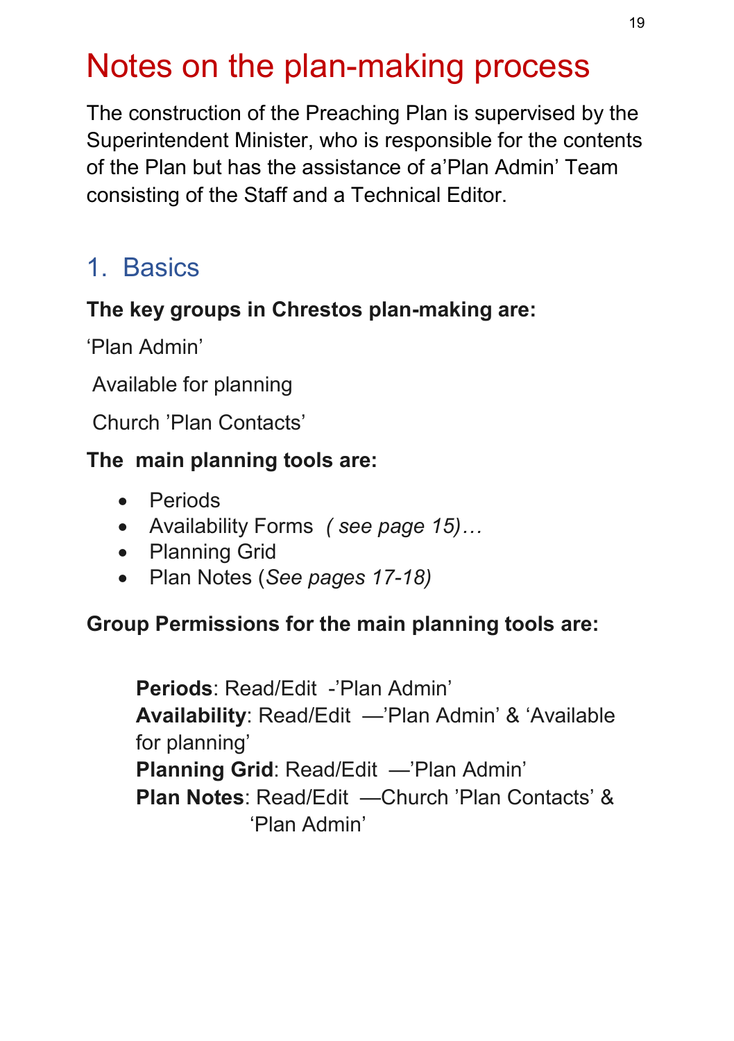# Notes on the plan-making process

The construction of the Preaching Plan is supervised by the Superintendent Minister, who is responsible for the contents of the Plan but has the assistance of a'Plan Admin' Team consisting of the Staff and a Technical Editor.

## 1. Basics

**The key groups in Chrestos plan-making are:**

'Plan Admin'

Available for planning

Church 'Plan Contacts'

**The main planning tools are:**

- Periods
- Availability Forms *( see page 15)…*
- Planning Grid
- Plan Notes (*See pages 17-18)*

**Group Permissions for the main planning tools are:**

**Periods**: Read/Edit -'Plan Admin'
**Availability**: Read/Edit —'Plan Admin' & 'Available for planning'
**Planning Grid**: Read/Edit —'Plan Admin'
**Plan Notes**: Read/Edit —Church 'Plan Contacts' & 'Plan Admin'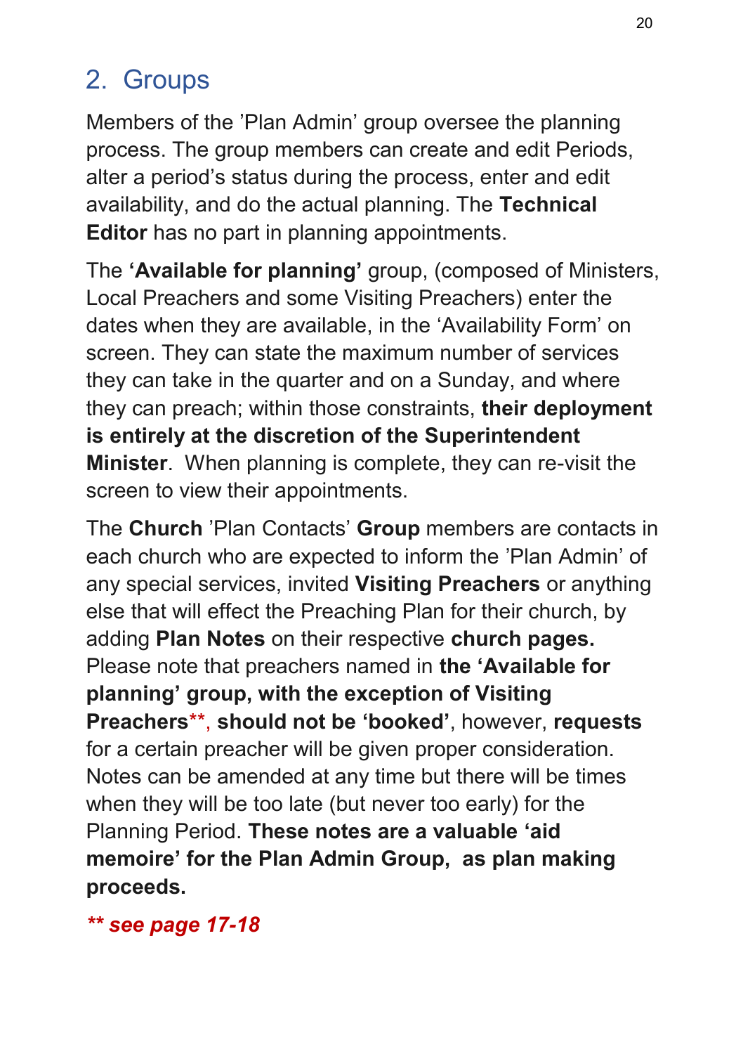## 2. Groups

Members of the 'Plan Admin' group oversee the planning process. The group members can create and edit Periods, alter a period's status during the process, enter and edit availability, and do the actual planning. The **Technical Editor** has no part in planning appointments.

The **'Available for planning'** group, (composed of Ministers, Local Preachers and some Visiting Preachers) enter the dates when they are available, in the 'Availability Form' on screen. They can state the maximum number of services they can take in the quarter and on a Sunday, and where they can preach; within those constraints, **their deployment is entirely at the discretion of the Superintendent Minister**. When planning is complete, they can re-visit the screen to view their appointments.

The **Church** 'Plan Contacts' **Group** members are contacts in each church who are expected to inform the 'Plan Admin' of any special services, invited **Visiting Preachers** or anything else that will effect the Preaching Plan for their church, by adding **Plan Notes** on their respective **church pages.** Please note that preachers named in **the 'Available for planning' group, with the exception of Visiting Preachers****, **should not be 'booked'**, however, **requests** for a certain preacher will be given proper consideration. Notes can be amended at any time but there will be times when they will be too late (but never too early) for the Planning Period. **These notes are a valuable 'aid memoire' for the Plan Admin Group, as plan making proceeds.**

***** see page 17-18***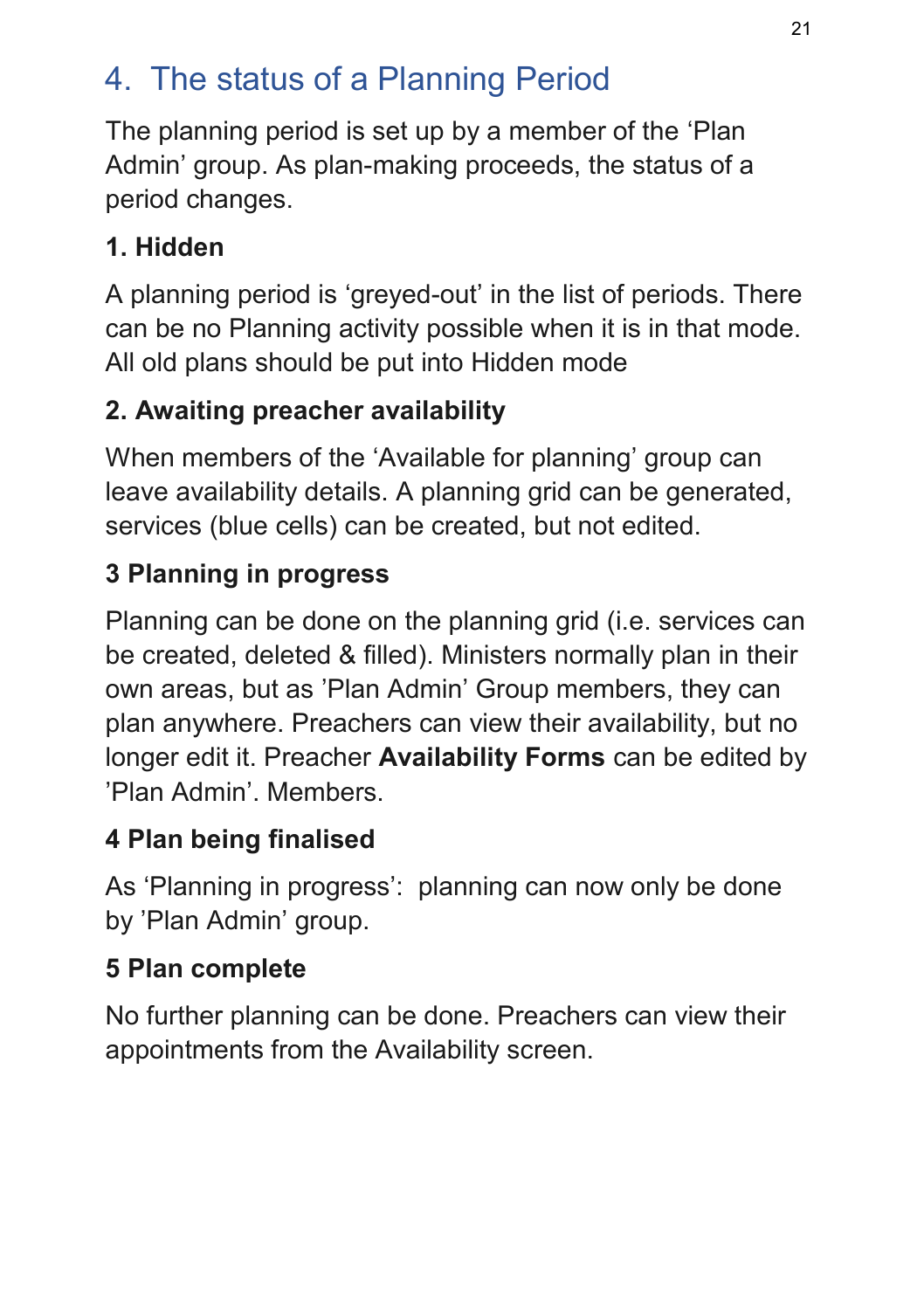# 4. The status of a Planning Period

The planning period is set up by a member of the 'Plan Admin' group. As plan-making proceeds, the status of a period changes.

### 1. Hidden

A planning period is 'greyed-out' in the list of periods. There can be no Planning activity possible when it is in that mode. All old plans should be put into Hidden mode

### 2. Awaiting preacher availability

When members of the 'Available for planning' group can leave availability details. A planning grid can be generated, services (blue cells) can be created, but not edited.

### 3 Planning in progress

Planning can be done on the planning grid (i.e. services can be created, deleted & filled). Ministers normally plan in their own areas, but as 'Plan Admin' Group members, they can plan anywhere. Preachers can view their availability, but no longer edit it. Preacher **Availability Forms** can be edited by 'Plan Admin'. Members.

### 4 Plan being finalised

As 'Planning in progress': planning can now only be done by 'Plan Admin' group.

### 5 Plan complete

No further planning can be done. Preachers can view their appointments from the Availability screen.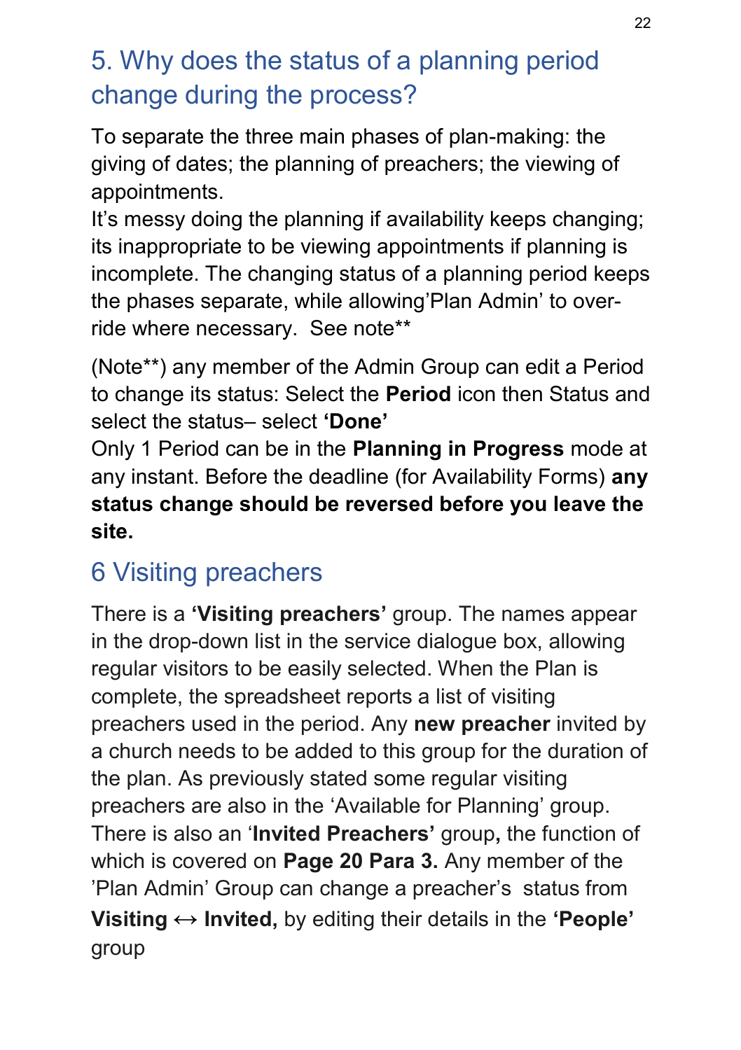## 5. Why does the status of a planning period change during the process?

To separate the three main phases of plan-making: the giving of dates; the planning of preachers; the viewing of appointments.
It's messy doing the planning if availability keeps changing; its inappropriate to be viewing appointments if planning is incomplete. The changing status of a planning period keeps the phases separate, while allowing'Plan Admin' to over-ride where necessary.  See note**

(Note**) any member of the Admin Group can edit a Period to change its status: Select the **Period** icon then Status and select the status– select **'Done'**
Only 1 Period can be in the **Planning in Progress** mode at any instant. Before the deadline (for Availability Forms) **any status change should be reversed before you leave the site.**

## 6 Visiting preachers

There is a **'Visiting preachers'** group. The names appear in the drop-down list in the service dialogue box, allowing regular visitors to be easily selected. When the Plan is complete, the spreadsheet reports a list of visiting preachers used in the period. Any **new preacher** invited by a church needs to be added to this group for the duration of the plan. As previously stated some regular visiting preachers are also in the 'Available for Planning' group. There is also an '**Invited Preachers'** group**,** the function of which is covered on **Page 20 Para 3.** Any member of the 'Plan Admin' Group can change a preacher's  status from **Visiting ↔ Invited,** by editing their details in the **'People'** group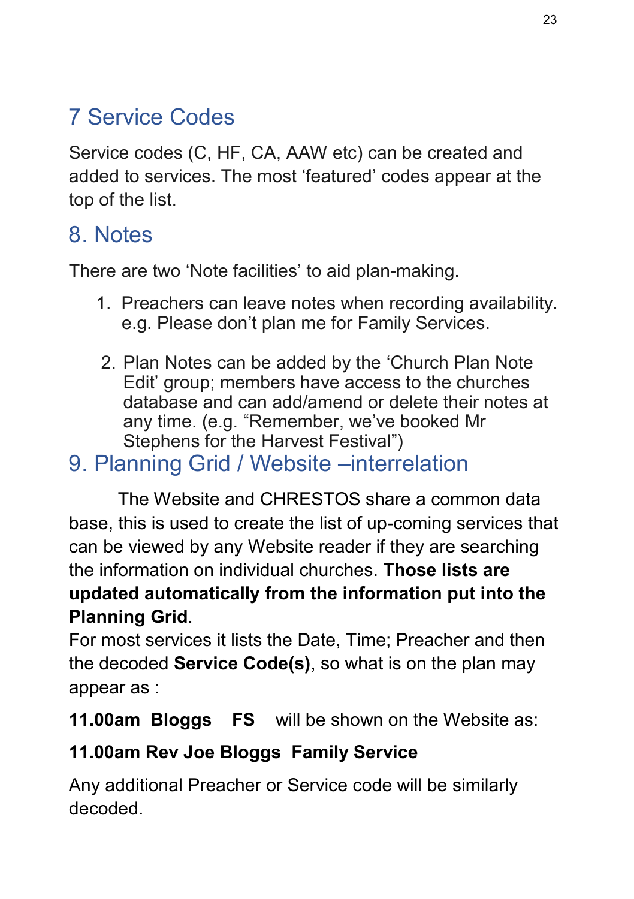## 7 Service Codes

Service codes (C, HF, CA, AAW etc) can be created and added to services. The most ‘featured’ codes appear at the top of the list.

## 8. Notes

There are two ‘Note facilities’ to aid plan-making.

1. Preachers can leave notes when recording availability. e.g. Please don’t plan me for Family Services.

2. Plan Notes can be added by the ‘Church Plan Note Edit’ group; members have access to the churches database and can add/amend or delete their notes at any time. (e.g. “Remember, we’ve booked Mr Stephens for the Harvest Festival”)

## 9. Planning Grid / Website –interrelation

The Website and CHRESTOS share a common data base, this is used to create the list of up-coming services that can be viewed by any Website reader if they are searching the information on individual churches. **Those lists are updated automatically from the information put into the Planning Grid**.

For most services it lists the Date, Time; Preacher and then the decoded **Service Code(s)**, so what is on the plan may appear as :

**11.00am Bloggs FS** will be shown on the Website as:

**11.00am Rev Joe Bloggs Family Service**

Any additional Preacher or Service code will be similarly decoded.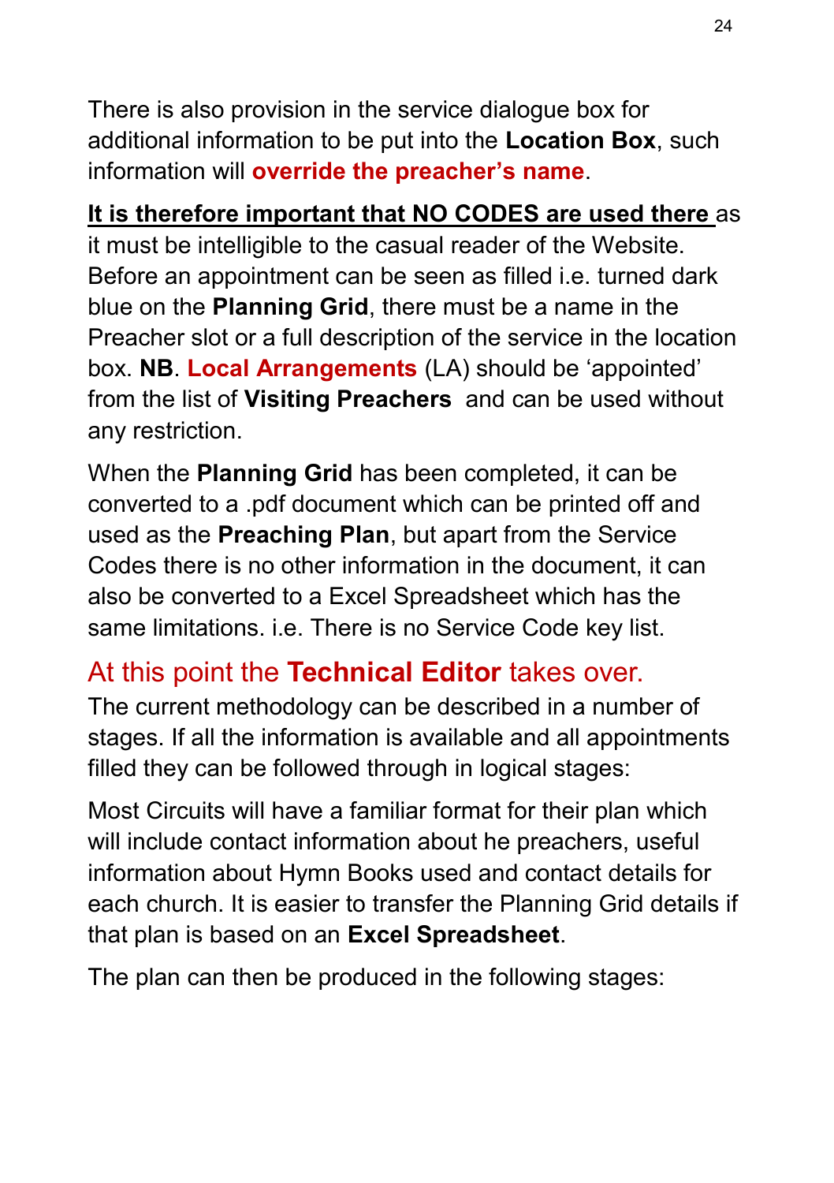There is also provision in the service dialogue box for additional information to be put into the **Location Box**, such information will **override the preacher's name**.

**It is therefore important that NO CODES are used there** as it must be intelligible to the casual reader of the Website. Before an appointment can be seen as filled i.e. turned dark blue on the **Planning Grid**, there must be a name in the Preacher slot or a full description of the service in the location box. **NB**. **Local Arrangements** (LA) should be 'appointed' from the list of **Visiting Preachers** and can be used without any restriction.

When the **Planning Grid** has been completed, it can be converted to a .pdf document which can be printed off and used as the **Preaching Plan**, but apart from the Service Codes there is no other information in the document, it can also be converted to a Excel Spreadsheet which has the same limitations. i.e. There is no Service Code key list.

## At this point the **Technical Editor** takes over.

The current methodology can be described in a number of stages. If all the information is available and all appointments filled they can be followed through in logical stages:

Most Circuits will have a familiar format for their plan which will include contact information about he preachers, useful information about Hymn Books used and contact details for each church. It is easier to transfer the Planning Grid details if that plan is based on an **Excel Spreadsheet**.

The plan can then be produced in the following stages: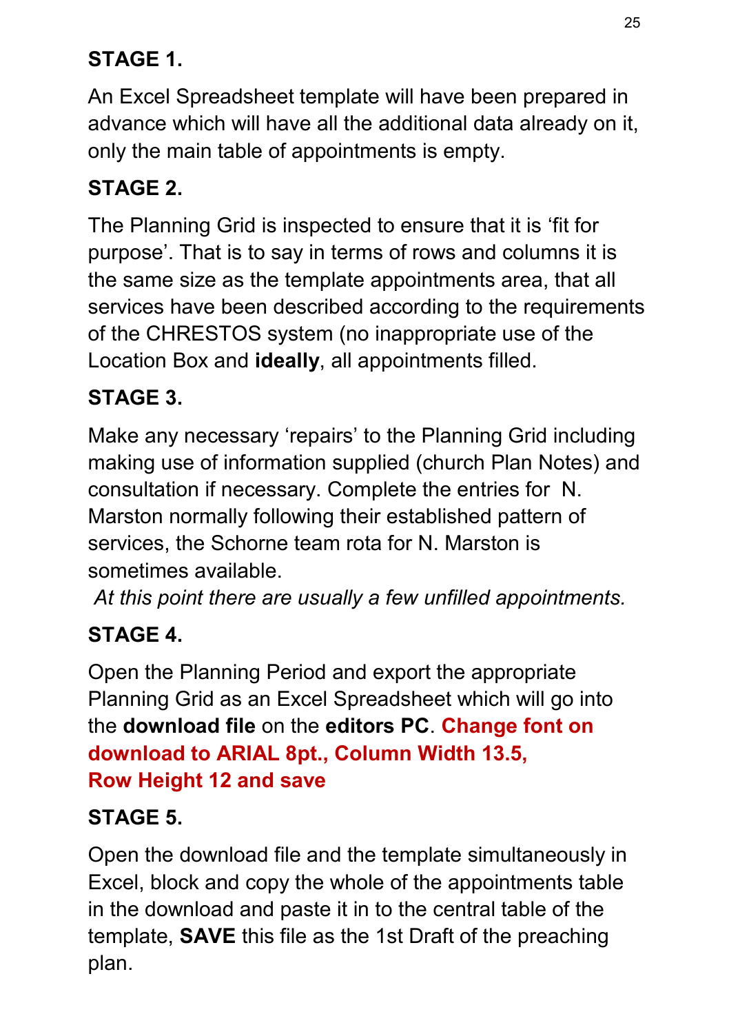**STAGE 1.**

An Excel Spreadsheet template will have been prepared in advance which will have all the additional data already on it, only the main table of appointments is empty.

**STAGE 2.**

The Planning Grid is inspected to ensure that it is 'fit for purpose'. That is to say in terms of rows and columns it is the same size as the template appointments area, that all services have been described according to the requirements of the CHRESTOS system (no inappropriate use of the Location Box and **ideally**, all appointments filled.

**STAGE 3.**

Make any necessary 'repairs' to the Planning Grid including making use of information supplied (church Plan Notes) and consultation if necessary. Complete the entries for N. Marston normally following their established pattern of services, the Schorne team rota for N. Marston is sometimes available.

*At this point there are usually a few unfilled appointments.*

**STAGE 4.**

Open the Planning Period and export the appropriate Planning Grid as an Excel Spreadsheet which will go into the **download file** on the **editors PC**. **Change font on download to ARIAL 8pt., Column Width 13.5, Row Height 12 and save**

**STAGE 5.**

Open the download file and the template simultaneously in Excel, block and copy the whole of the appointments table in the download and paste it in to the central table of the template, **SAVE** this file as the 1st Draft of the preaching plan.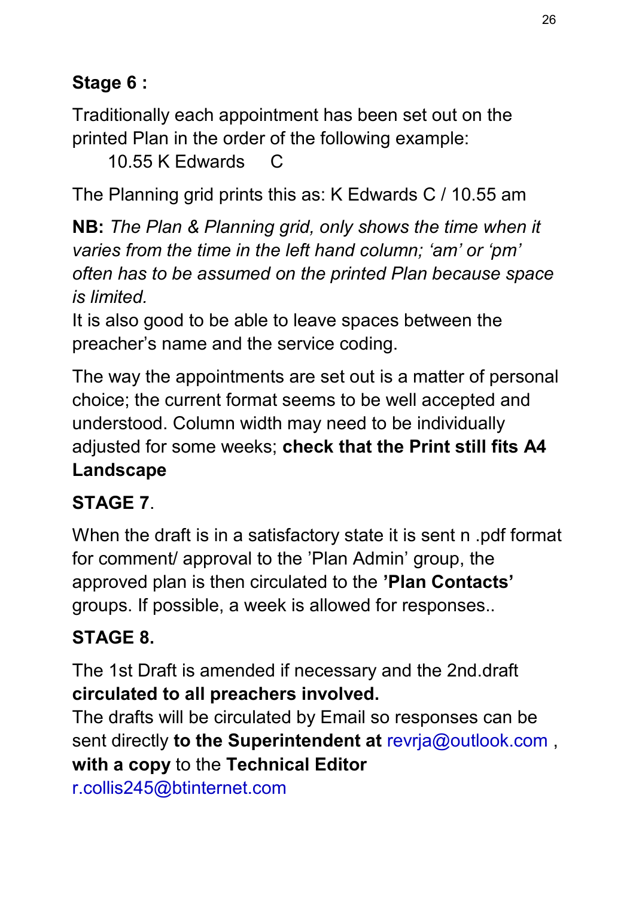**Stage 6 :**

Traditionally each appointment has been set out on the printed Plan in the order of the following example:

    10.55 K Edwards     C

The Planning grid prints this as: K Edwards C / 10.55 am

**NB:** *The Plan & Planning grid, only shows the time when it varies from the time in the left hand column; 'am' or 'pm' often has to be assumed on the printed Plan because space is limited.*

It is also good to be able to leave spaces between the preacher's name and the service coding.

The way the appointments are set out is a matter of personal choice; the current format seems to be well accepted and understood. Column width may need to be individually adjusted for some weeks; **check that the Print still fits A4 Landscape**

**STAGE 7**.

When the draft is in a satisfactory state it is sent n .pdf format for comment/ approval to the 'Plan Admin' group, the approved plan is then circulated to the **'Plan Contacts'** groups. If possible, a week is allowed for responses..

**STAGE 8.**

The 1st Draft is amended if necessary and the 2nd.draft **circulated to all preachers involved.**

The drafts will be circulated by Email so responses can be sent directly **to the Superintendent at** revrja@outlook.com , **with a copy** to the **Technical Editor** r.collis245@btinternet.com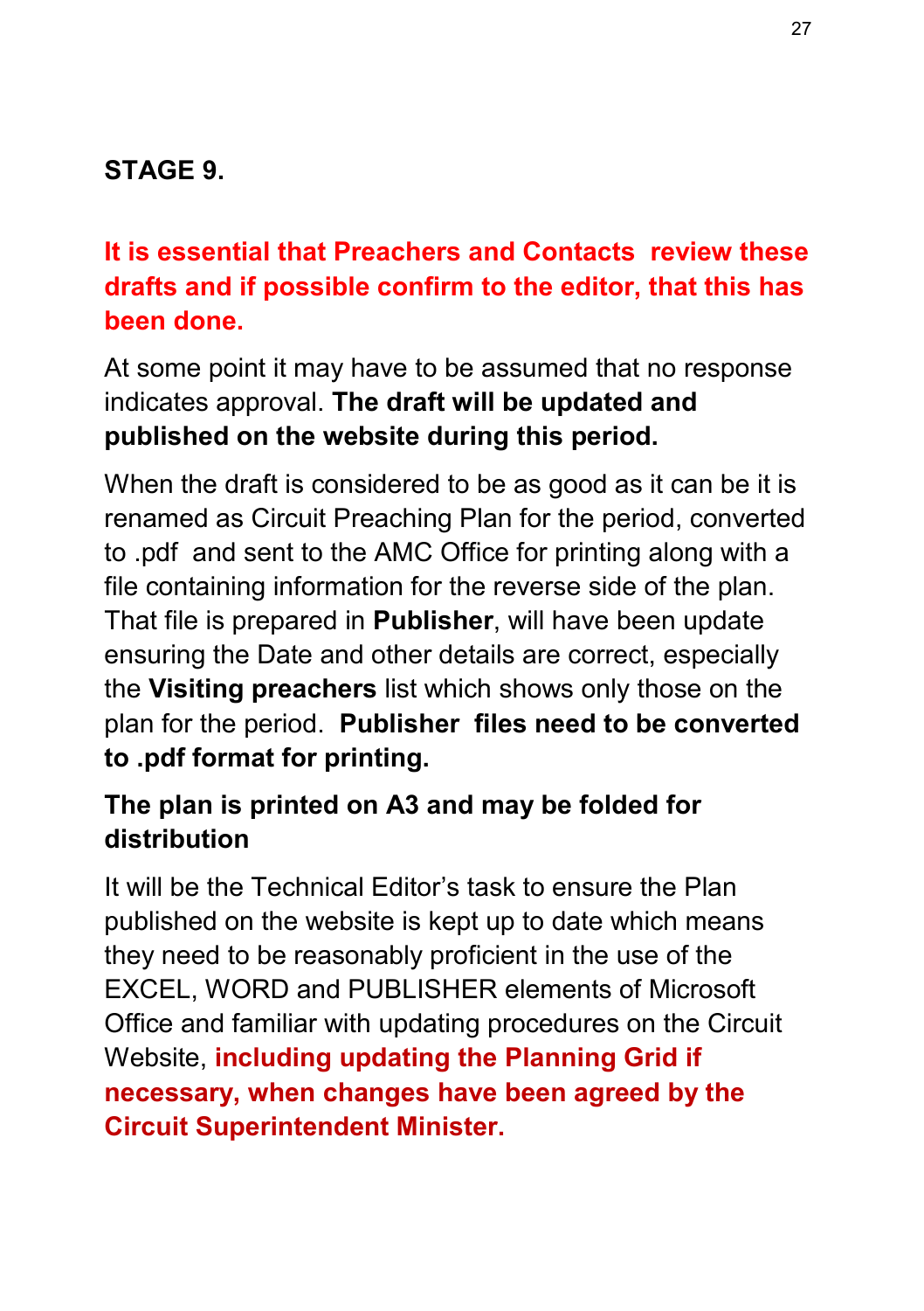**STAGE 9.**

**It is essential that Preachers and Contacts review these drafts and if possible confirm to the editor, that this has been done.**

At some point it may have to be assumed that no response indicates approval. **The draft will be updated and published on the website during this period.**

When the draft is considered to be as good as it can be it is renamed as Circuit Preaching Plan for the period, converted to .pdf and sent to the AMC Office for printing along with a file containing information for the reverse side of the plan. That file is prepared in **Publisher**, will have been update ensuring the Date and other details are correct, especially the **Visiting preachers** list which shows only those on the plan for the period. **Publisher files need to be converted to .pdf format for printing.**

**The plan is printed on A3 and may be folded for distribution**

It will be the Technical Editor's task to ensure the Plan published on the website is kept up to date which means they need to be reasonably proficient in the use of the EXCEL, WORD and PUBLISHER elements of Microsoft Office and familiar with updating procedures on the Circuit Website, **including updating the Planning Grid if necessary, when changes have been agreed by the Circuit Superintendent Minister.**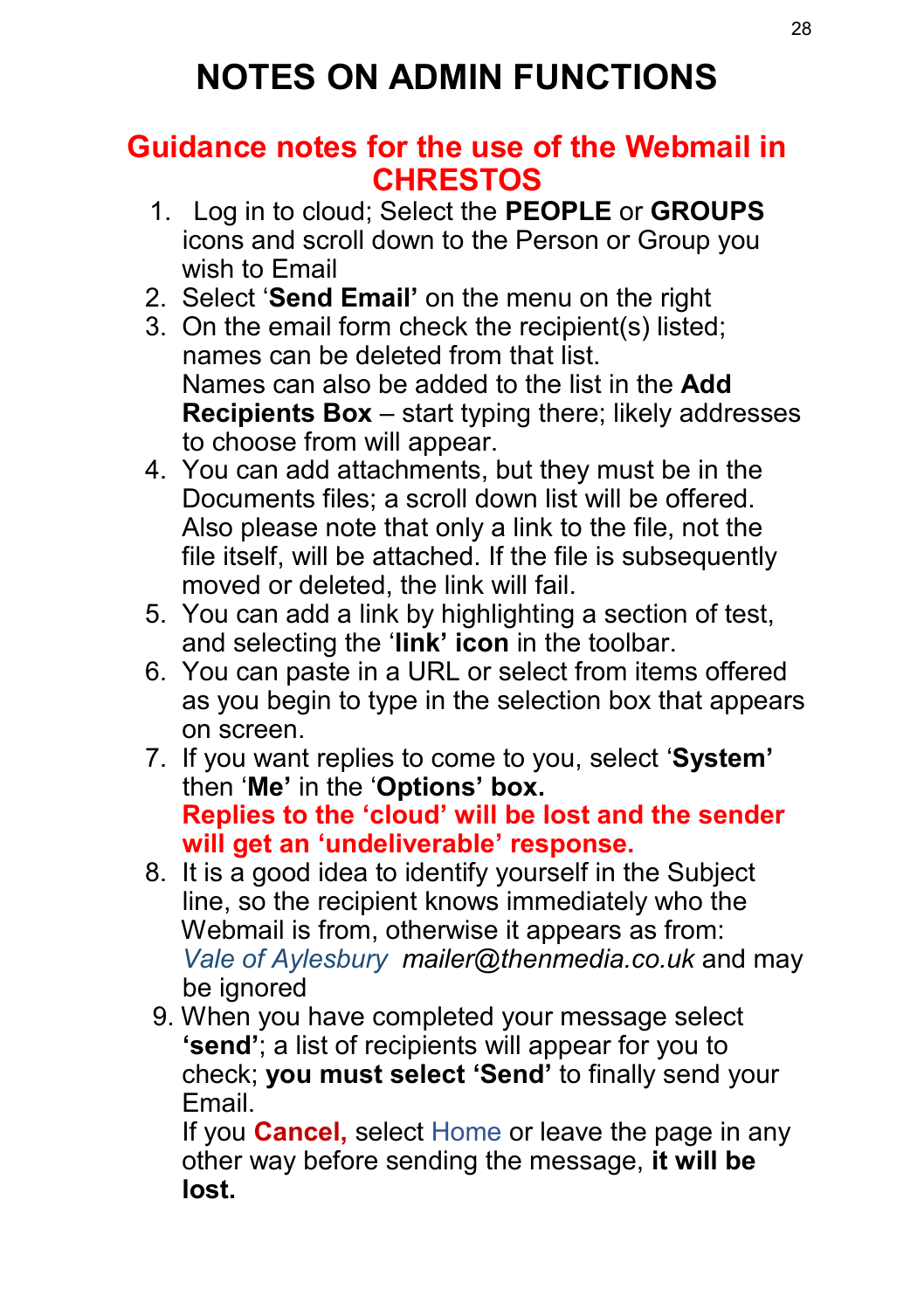# NOTES ON ADMIN FUNCTIONS

## Guidance notes for the use of the Webmail in CHRESTOS

1. Log in to cloud; Select the **PEOPLE** or **GROUPS** icons and scroll down to the Person or Group you wish to Email
2. Select '**Send Email'** on the menu on the right
3. On the email form check the recipient(s) listed; names can be deleted from that list.
   Names can also be added to the list in the **Add Recipients Box** – start typing there; likely addresses to choose from will appear.
4. You can add attachments, but they must be in the Documents files; a scroll down list will be offered. Also please note that only a link to the file, not the file itself, will be attached. If the file is subsequently moved or deleted, the link will fail.
5. You can add a link by highlighting a section of test, and selecting the '**link' icon** in the toolbar.
6. You can paste in a URL or select from items offered as you begin to type in the selection box that appears on screen.
7. If you want replies to come to you, select '**System'** then '**Me'** in the '**Options' box.**
   **Replies to the 'cloud' will be lost and the sender will get an 'undeliverable' response.**
8. It is a good idea to identify yourself in the Subject line, so the recipient knows immediately who the Webmail is from, otherwise it appears as from: *Vale of Aylesbury mailer@thenmedia.co.uk* and may be ignored
9. When you have completed your message select **'send'**; a list of recipients will appear for you to check; **you must select 'Send'** to finally send your Email.
   If you **Cancel,** select Home or leave the page in any other way before sending the message, **it will be lost.**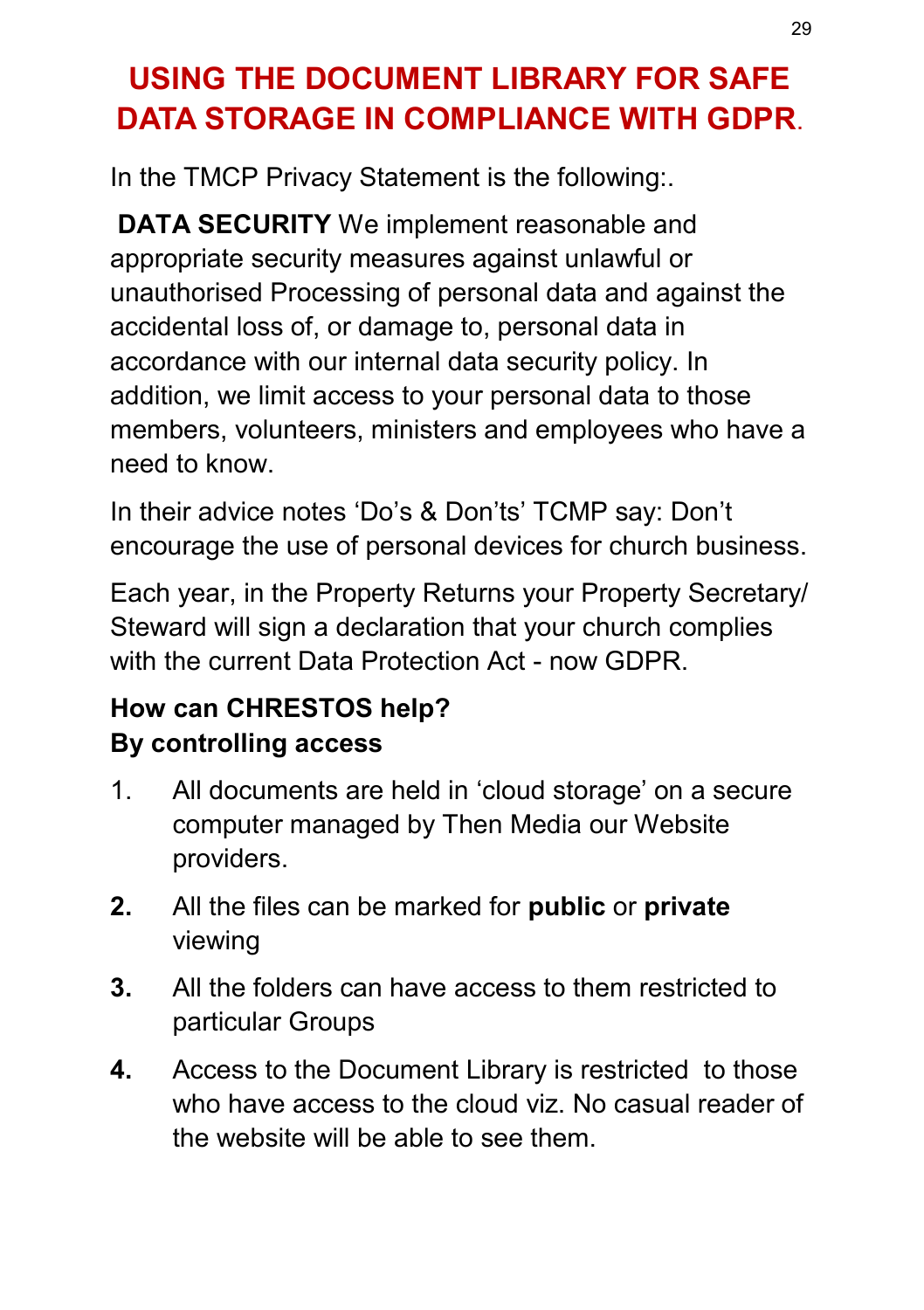# USING THE DOCUMENT LIBRARY FOR SAFE DATA STORAGE IN COMPLIANCE WITH GDPR.

In the TMCP Privacy Statement is the following:.

**DATA SECURITY** We implement reasonable and appropriate security measures against unlawful or unauthorised Processing of personal data and against the accidental loss of, or damage to, personal data in accordance with our internal data security policy. In addition, we limit access to your personal data to those members, volunteers, ministers and employees who have a need to know.

In their advice notes 'Do's & Don'ts' TCMP say: Don't encourage the use of personal devices for church business.

Each year, in the Property Returns your Property Secretary/ Steward will sign a declaration that your church complies with the current Data Protection Act - now GDPR.

**How can CHRESTOS help?**
**By controlling access**

1. All documents are held in 'cloud storage' on a secure computer managed by Then Media our Website providers.
2. All the files can be marked for **public** or **private** viewing
3. All the folders can have access to them restricted to particular Groups
4. Access to the Document Library is restricted to those who have access to the cloud viz. No casual reader of the website will be able to see them.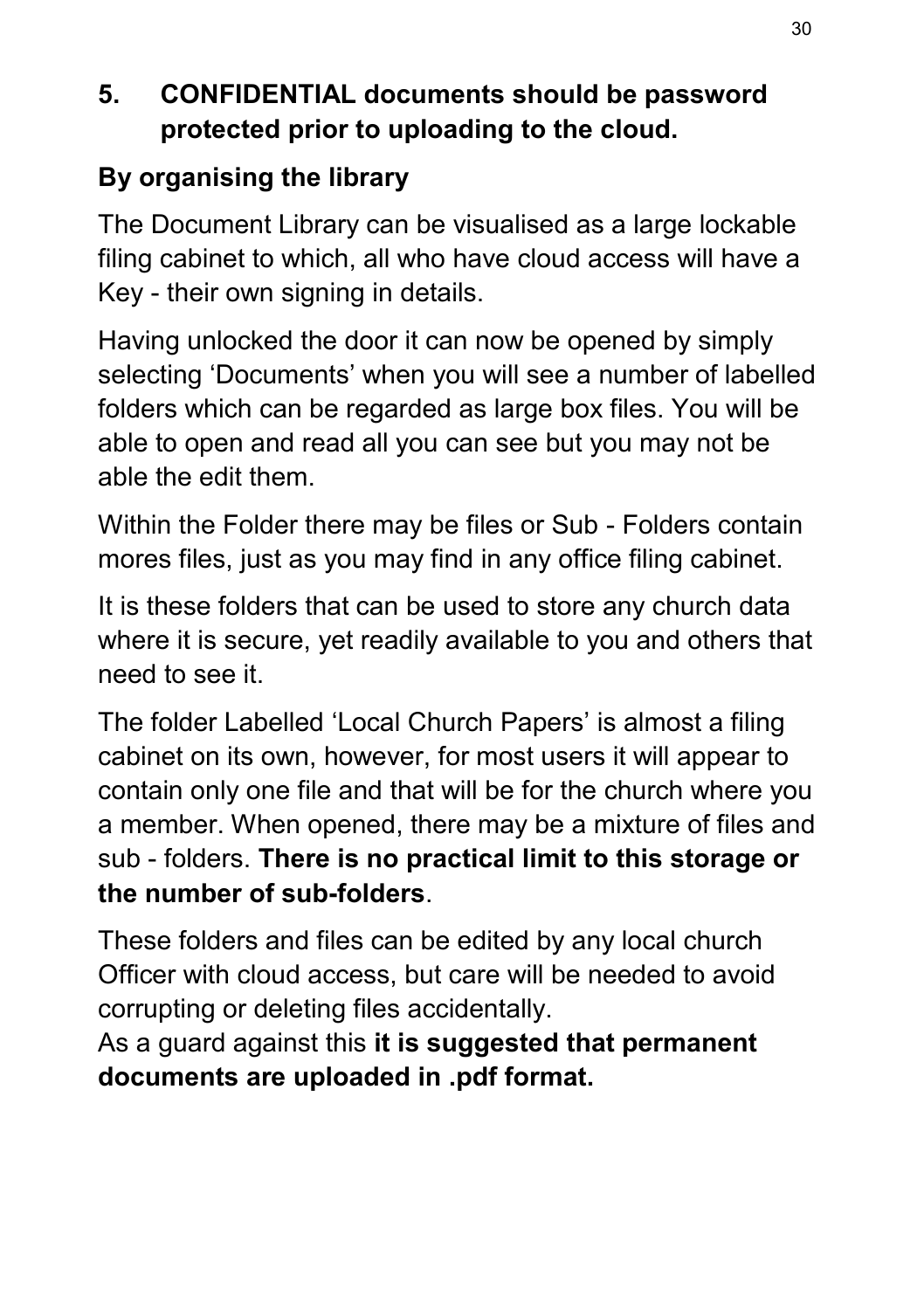**5. CONFIDENTIAL documents should be password protected prior to uploading to the cloud.**

**By organising the library**

The Document Library can be visualised as a large lockable filing cabinet to which, all who have cloud access will have a Key - their own signing in details.

Having unlocked the door it can now be opened by simply selecting 'Documents' when you will see a number of labelled folders which can be regarded as large box files. You will be able to open and read all you can see but you may not be able the edit them.

Within the Folder there may be files or Sub - Folders contain mores files, just as you may find in any office filing cabinet.

It is these folders that can be used to store any church data where it is secure, yet readily available to you and others that need to see it.

The folder Labelled 'Local Church Papers' is almost a filing cabinet on its own, however, for most users it will appear to contain only one file and that will be for the church where you a member. When opened, there may be a mixture of files and sub - folders. **There is no practical limit to this storage or the number of sub-folders**.

These folders and files can be edited by any local church Officer with cloud access, but care will be needed to avoid corrupting or deleting files accidentally.
As a guard against this **it is suggested that permanent documents are uploaded in .pdf format.**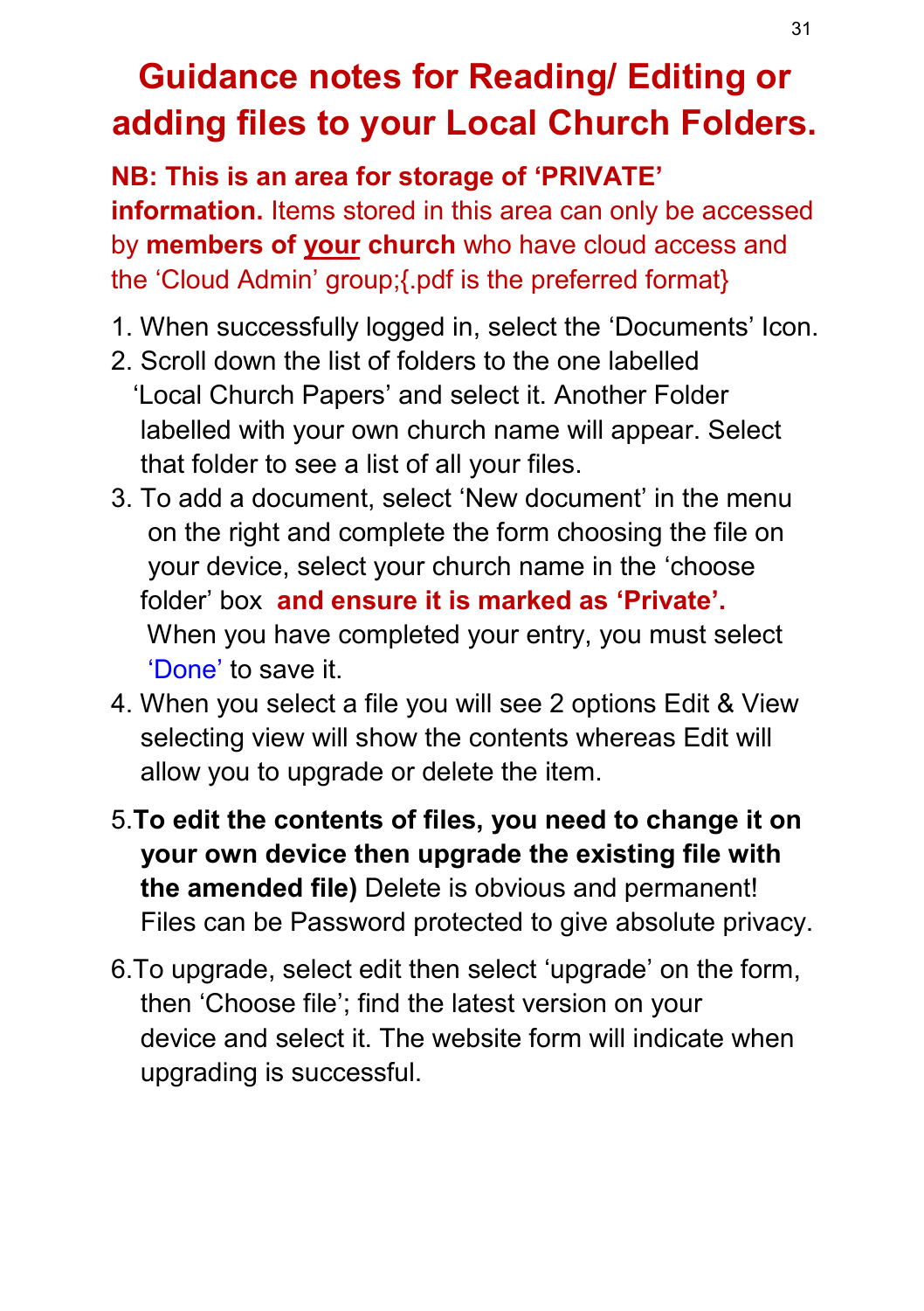# Guidance notes for Reading/ Editing or adding files to your Local Church Folders.

**NB: This is an area for storage of 'PRIVATE' information.** Items stored in this area can only be accessed by **members of <u>your</u> church** who have cloud access and the 'Cloud Admin' group;{.pdf is the preferred format}

1. When successfully logged in, select the 'Documents' Icon.
2. Scroll down the list of folders to the one labelled 'Local Church Papers' and select it. Another Folder labelled with your own church name will appear. Select that folder to see a list of all your files.
3. To add a document, select 'New document' in the menu on the right and complete the form choosing the file on your device, select your church name in the 'choose folder' box **and ensure it is marked as 'Private'.** When you have completed your entry, you must select 'Done' to save it.
4. When you select a file you will see 2 options Edit & View selecting view will show the contents whereas Edit will allow you to upgrade or delete the item.
5. **To edit the contents of files, you need to change it on your own device then upgrade the existing file with the amended file)** Delete is obvious and permanent! Files can be Password protected to give absolute privacy.
6. To upgrade, select edit then select 'upgrade' on the form, then 'Choose file'; find the latest version on your device and select it. The website form will indicate when upgrading is successful.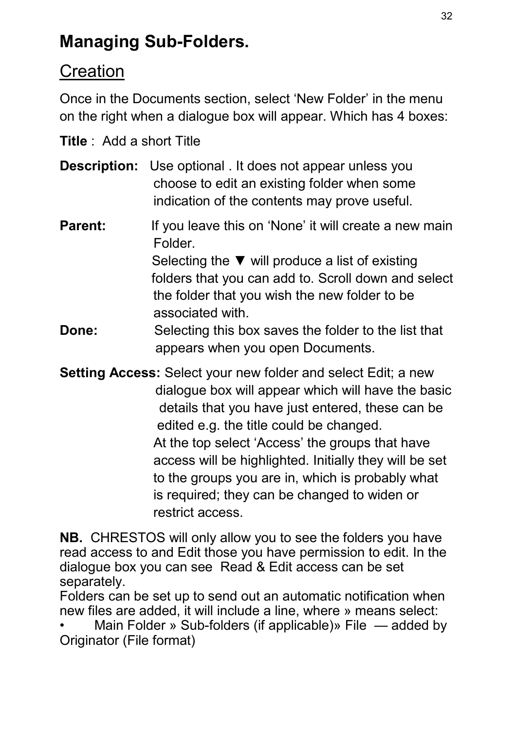# Managing Sub-Folders.

## Creation

Once in the Documents section, select 'New Folder' in the menu on the right when a dialogue box will appear. Which has 4 boxes:

**Title** : Add a short Title

**Description:** Use optional . It does not appear unless you choose to edit an existing folder when some indication of the contents may prove useful.

**Parent:** If you leave this on 'None' it will create a new main Folder.
Selecting the ▼ will produce a list of existing folders that you can add to. Scroll down and select the folder that you wish the new folder to be associated with.

**Done:** Selecting this box saves the folder to the list that appears when you open Documents.

**Setting Access:** Select your new folder and select Edit; a new dialogue box will appear which will have the basic details that you have just entered, these can be edited e.g. the title could be changed.
At the top select 'Access' the groups that have access will be highlighted. Initially they will be set to the groups you are in, which is probably what is required; they can be changed to widen or restrict access.

**NB.** CHRESTOS will only allow you to see the folders you have read access to and Edit those you have permission to edit. In the dialogue box you can see Read & Edit access can be set separately.
Folders can be set up to send out an automatic notification when new files are added, it will include a line, where » means select:

- Main Folder » Sub-folders (if applicable)» File — added by Originator (File format)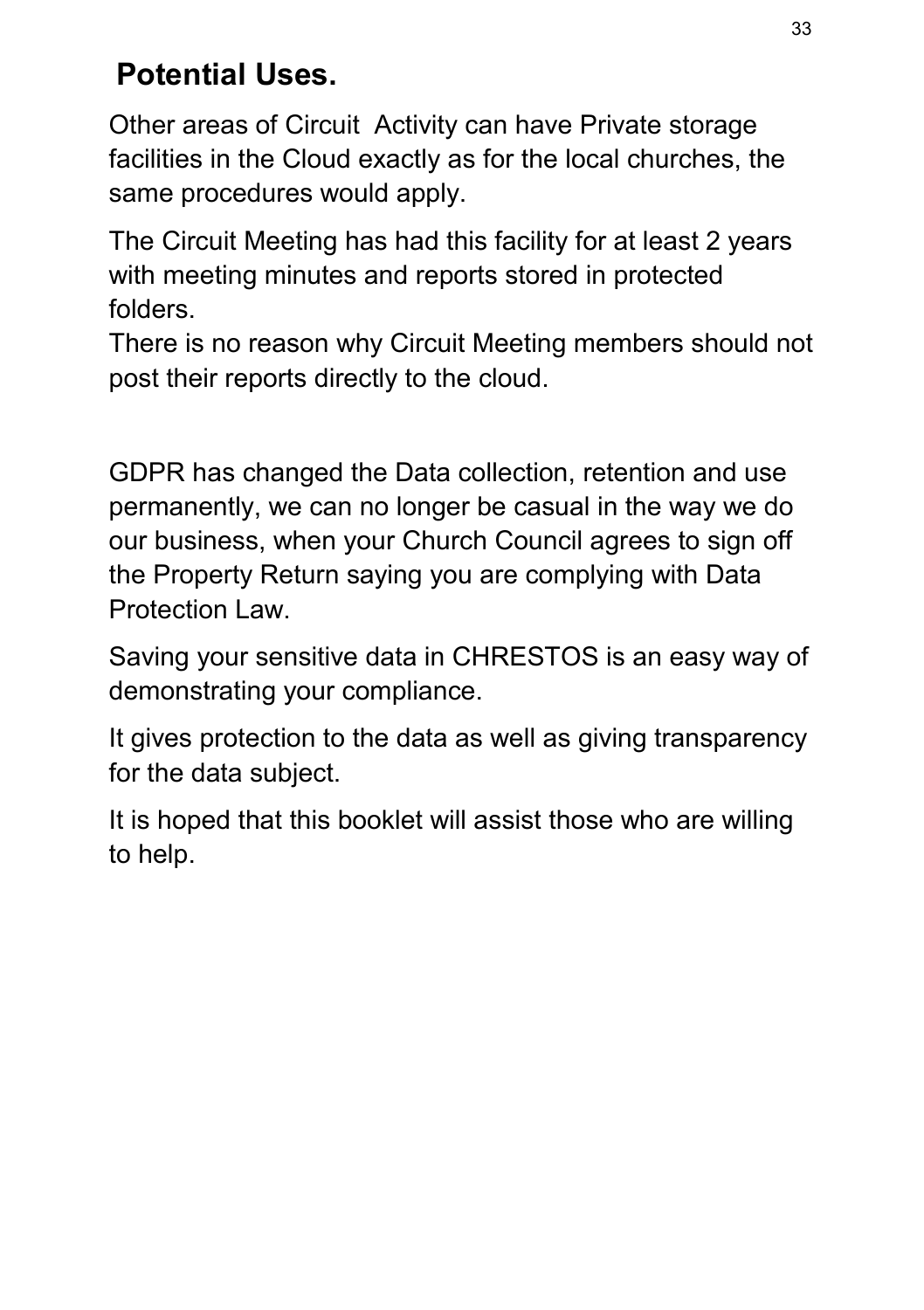## Potential Uses.

Other areas of Circuit  Activity can have Private storage facilities in the Cloud exactly as for the local churches, the same procedures would apply.

The Circuit Meeting has had this facility for at least 2 years with meeting minutes and reports stored in protected folders.

There is no reason why Circuit Meeting members should not post their reports directly to the cloud.

GDPR has changed the Data collection, retention and use permanently, we can no longer be casual in the way we do our business, when your Church Council agrees to sign off the Property Return saying you are complying with Data Protection Law.

Saving your sensitive data in CHRESTOS is an easy way of demonstrating your compliance.

It gives protection to the data as well as giving transparency for the data subject.

It is hoped that this booklet will assist those who are willing to help.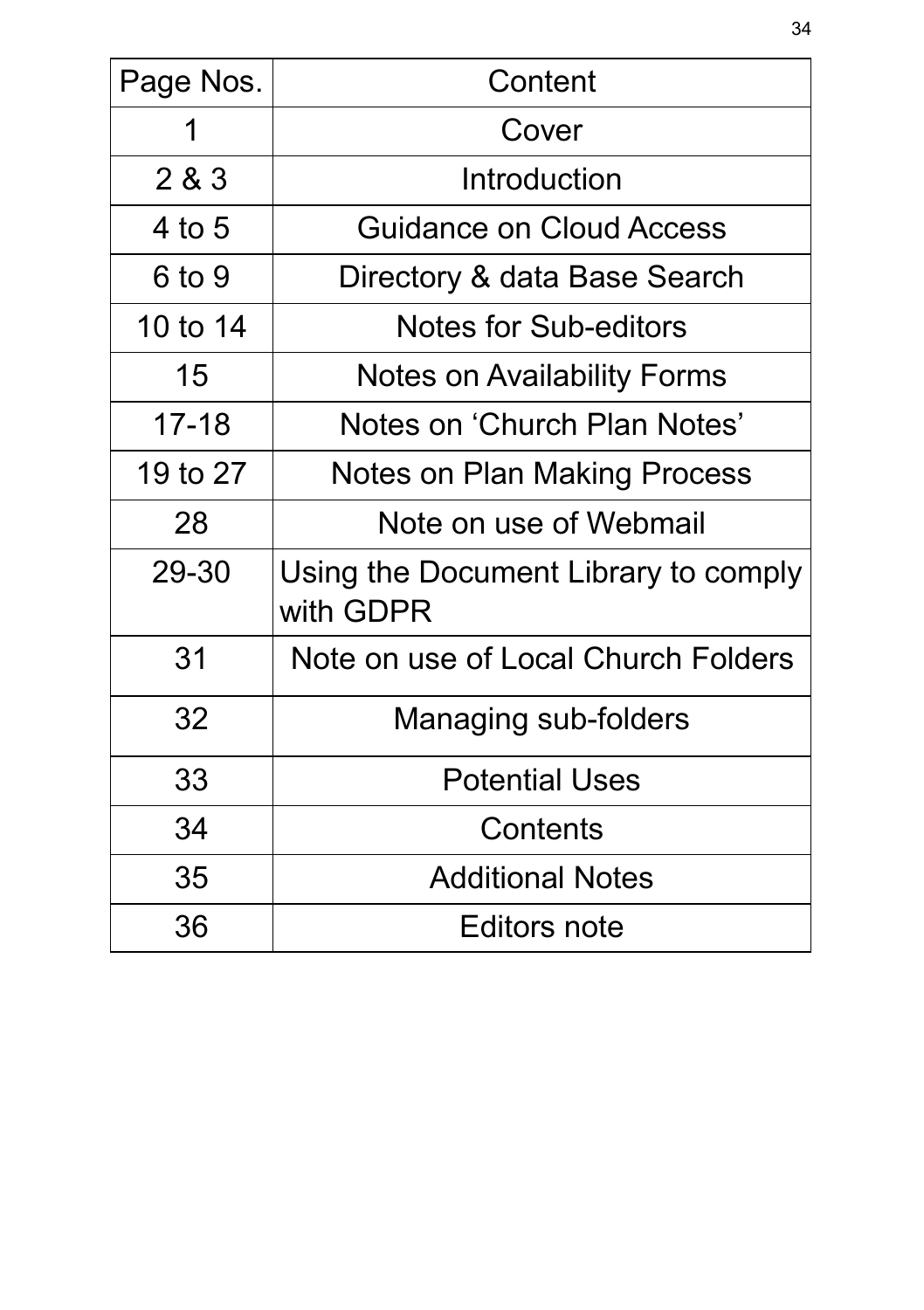| Page Nos. | Content |
| --- | --- |
| 1 | Cover |
| 2 & 3 | Introduction |
| 4 to 5 | Guidance on Cloud Access |
| 6 to 9 | Directory & data Base Search |
| 10 to 14 | Notes for Sub-editors |
| 15 | Notes on Availability Forms |
| 17-18 | Notes on ‘Church Plan Notes’ |
| 19 to 27 | Notes on Plan Making Process |
| 28 | Note on use of Webmail |
| 29-30 | Using the Document Library to comply with GDPR |
| 31 | Note on use of Local Church Folders |
| 32 | Managing sub-folders |
| 33 | Potential Uses |
| 34 | Contents |
| 35 | Additional Notes |
| 36 | Editors note |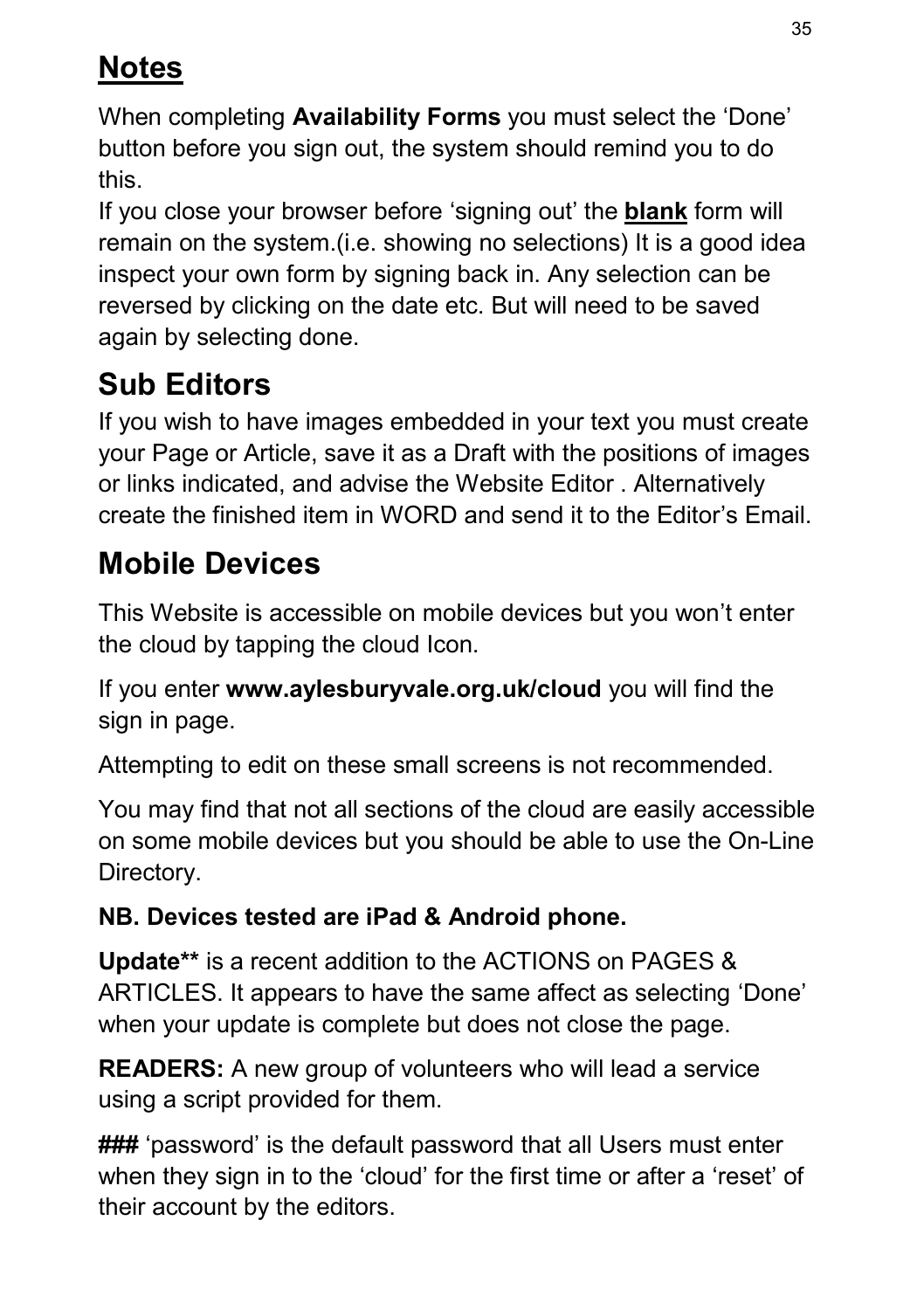## Notes

When completing **Availability Forms** you must select the 'Done' button before you sign out, the system should remind you to do this.

If you close your browser before 'signing out' the **blank** form will remain on the system.(i.e. showing no selections) It is a good idea inspect your own form by signing back in. Any selection can be reversed by clicking on the date etc. But will need to be saved again by selecting done.

## Sub Editors

If you wish to have images embedded in your text you must create your Page or Article, save it as a Draft with the positions of images or links indicated, and advise the Website Editor . Alternatively create the finished item in WORD and send it to the Editor's Email.

## Mobile Devices

This Website is accessible on mobile devices but you won't enter the cloud by tapping the cloud Icon.

If you enter **www.aylesburyvale.org.uk/cloud** you will find the sign in page.

Attempting to edit on these small screens is not recommended.

You may find that not all sections of the cloud are easily accessible on some mobile devices but you should be able to use the On-Line Directory.

**NB. Devices tested are iPad & Android phone.**

**Update**** is a recent addition to the ACTIONS on PAGES & ARTICLES. It appears to have the same affect as selecting 'Done' when your update is complete but does not close the page.

**READERS:** A new group of volunteers who will lead a service using a script provided for them.

**###** 'password' is the default password that all Users must enter when they sign in to the 'cloud' for the first time or after a 'reset' of their account by the editors.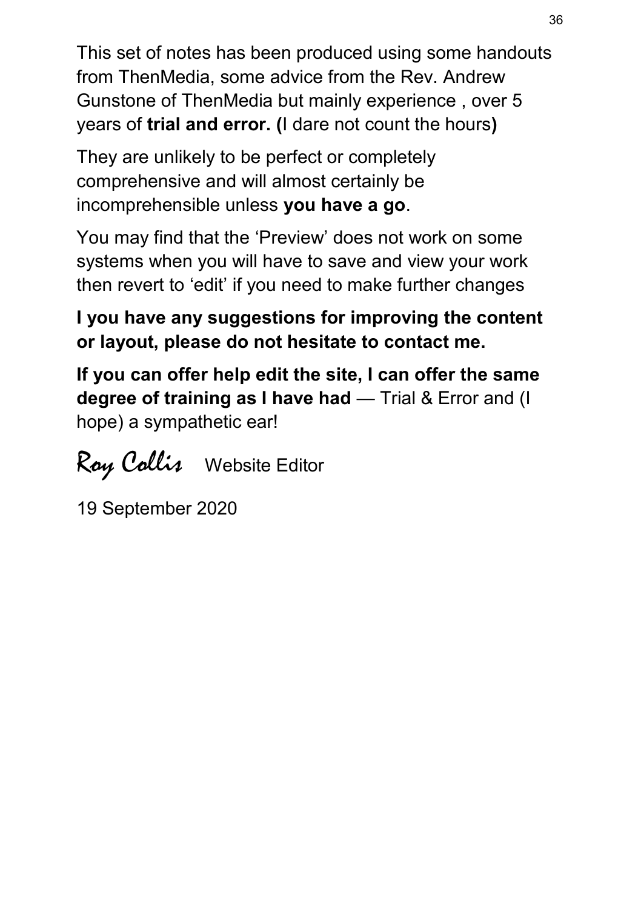This set of notes has been produced using some handouts from ThenMedia, some advice from the Rev. Andrew Gunstone of ThenMedia but mainly experience , over 5 years of **trial and error. (**I dare not count the hours**)**

They are unlikely to be perfect or completely comprehensive and will almost certainly be incomprehensible unless **you have a go**.

You may find that the 'Preview' does not work on some systems when you will have to save and view your work then revert to 'edit' if you need to make further changes

**I you have any suggestions for improving the content or layout, please do not hesitate to contact me.**

**If you can offer help edit the site, I can offer the same degree of training as I have had** — Trial & Error and (I hope) a sympathetic ear!

*Roy Collis* Website Editor

19 September 2020